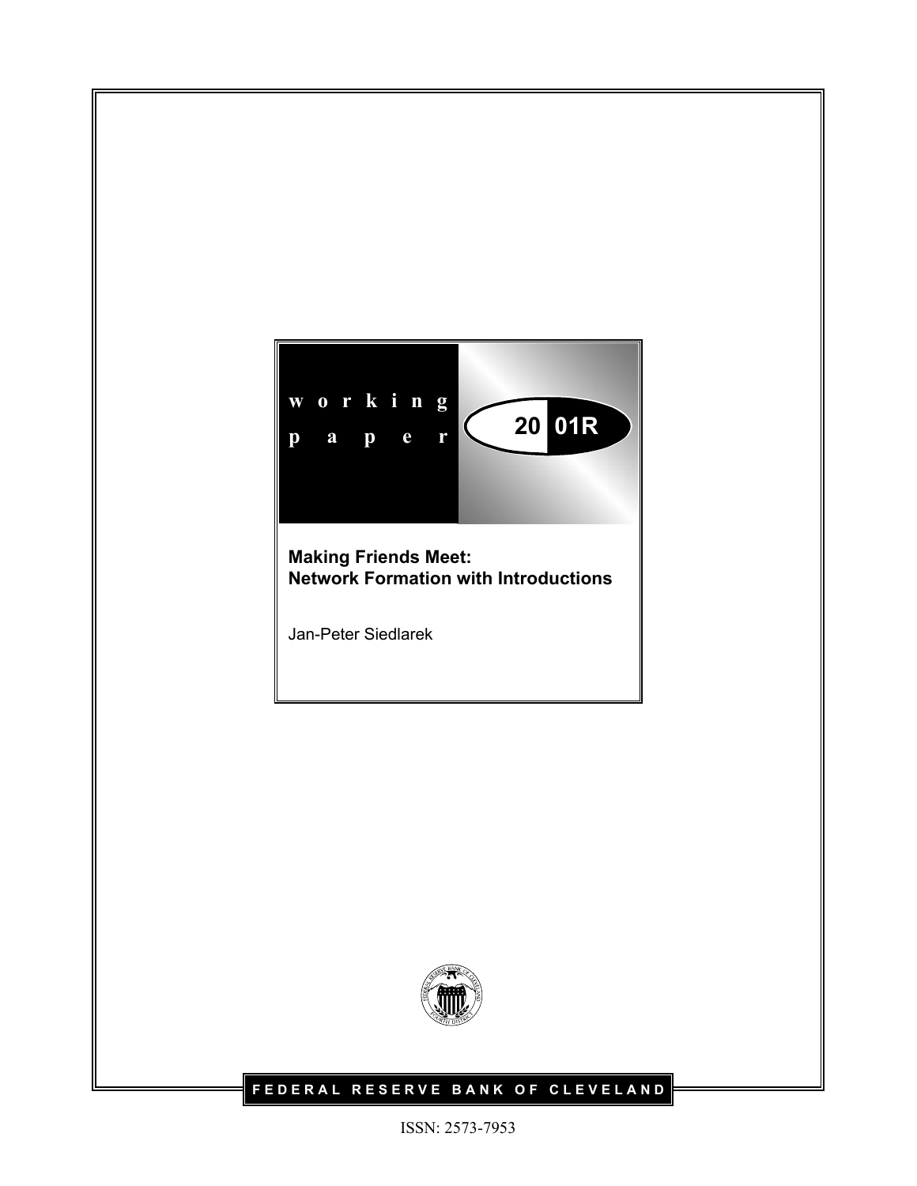working paper

20 01R

# Making Friends Meet: Network Formation with Introductions

Jan-Peter Siedlarek

FEDERAL RESERVE BANK OF CLEVELAND

ISSN: 2573-7953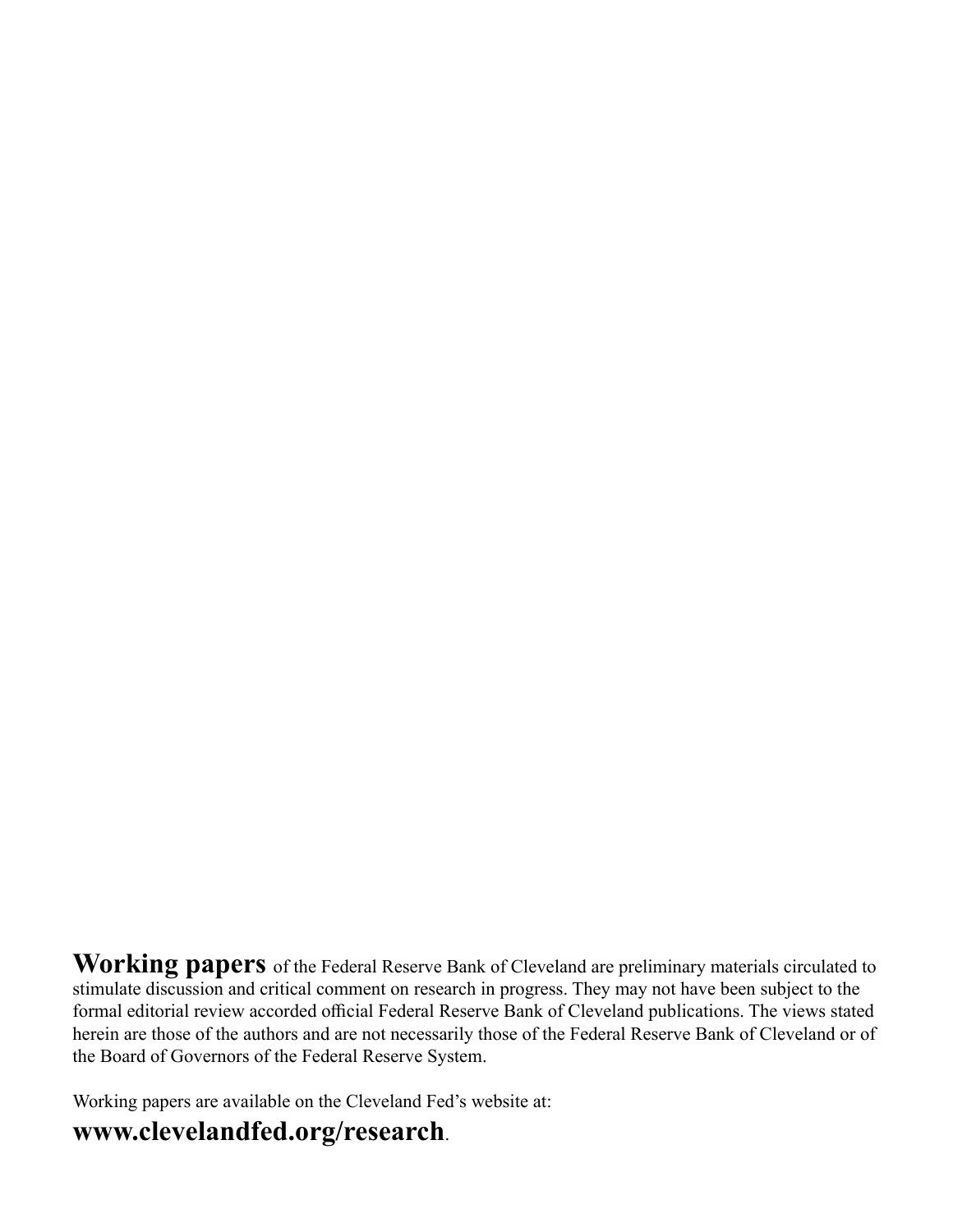**Working papers** of the Federal Reserve Bank of Cleveland are preliminary materials circulated to stimulate discussion and critical comment on research in progress. They may not have been subject to the formal editorial review accorded official Federal Reserve Bank of Cleveland publications. The views stated herein are those of the authors and are not necessarily those of the Federal Reserve Bank of Cleveland or of the Board of Governors of the Federal Reserve System.

Working papers are available on the Cleveland Fed's website at:
**www.clevelandfed.org/research**.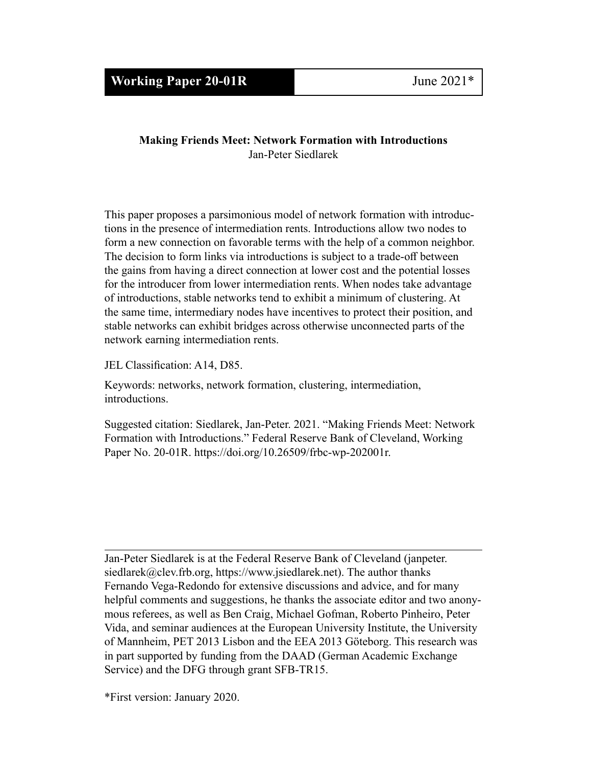**Working Paper 20-01R** | June 2021*

**Making Friends Meet: Network Formation with Introductions**
Jan-Peter Siedlarek

This paper proposes a parsimonious model of network formation with introductions in the presence of intermediation rents. Introductions allow two nodes to form a new connection on favorable terms with the help of a common neighbor. The decision to form links via introductions is subject to a trade-off between the gains from having a direct connection at lower cost and the potential losses for the introducer from lower intermediation rents. When nodes take advantage of introductions, stable networks tend to exhibit a minimum of clustering. At the same time, intermediary nodes have incentives to protect their position, and stable networks can exhibit bridges across otherwise unconnected parts of the network earning intermediation rents.

JEL Classification: A14, D85.

Keywords: networks, network formation, clustering, intermediation, introductions.

Suggested citation: Siedlarek, Jan-Peter. 2021. "Making Friends Meet: Network Formation with Introductions." Federal Reserve Bank of Cleveland, Working Paper No. 20-01R. https://doi.org/10.26509/frbc-wp-202001r.

---

Jan-Peter Siedlarek is at the Federal Reserve Bank of Cleveland (janpeter.siedlarek@clev.frb.org, https://www.jsiedlarek.net). The author thanks Fernando Vega-Redondo for extensive discussions and advice, and for many helpful comments and suggestions, he thanks the associate editor and two anonymous referees, as well as Ben Craig, Michael Gofman, Roberto Pinheiro, Peter Vida, and seminar audiences at the European University Institute, the University of Mannheim, PET 2013 Lisbon and the EEA 2013 Göteborg. This research was in part supported by funding from the DAAD (German Academic Exchange Service) and the DFG through grant SFB-TR15.

*First version: January 2020.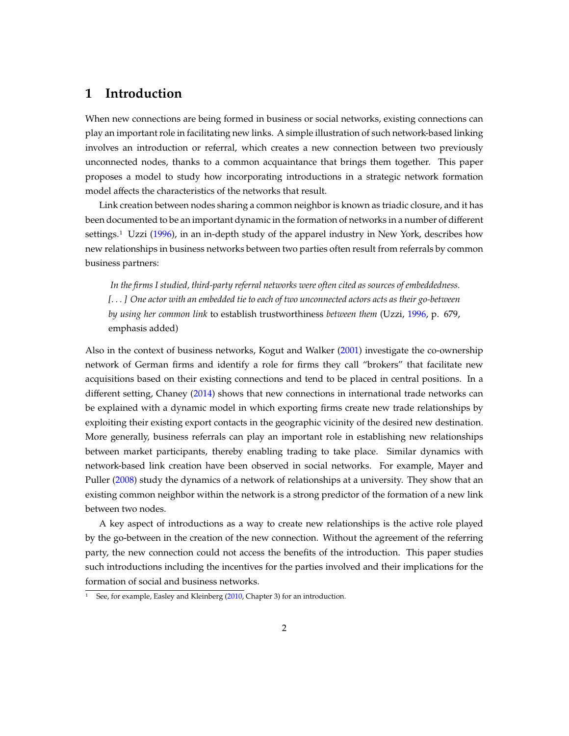# 1 Introduction

When new connections are being formed in business or social networks, existing connections can play an important role in facilitating new links. A simple illustration of such network-based linking involves an introduction or referral, which creates a new connection between two previously unconnected nodes, thanks to a common acquaintance that brings them together. This paper proposes a model to study how incorporating introductions in a strategic network formation model affects the characteristics of the networks that result.

Link creation between nodes sharing a common neighbor is known as triadic closure, and it has been documented to be an important dynamic in the formation of networks in a number of different settings.[1] Uzzi (1996), in an in-depth study of the apparel industry in New York, describes how new relationships in business networks between two parties often result from referrals by common business partners:

> *In the firms I studied, third-party referral networks were often cited as sources of embeddedness. [. . . ] One actor with an embedded tie to each of two unconnected actors acts as their go-between by using her common link* to establish trustworthiness *between them* (Uzzi, 1996, p. 679, emphasis added)

Also in the context of business networks, Kogut and Walker (2001) investigate the co-ownership network of German firms and identify a role for firms they call "brokers" that facilitate new acquisitions based on their existing connections and tend to be placed in central positions. In a different setting, Chaney (2014) shows that new connections in international trade networks can be explained with a dynamic model in which exporting firms create new trade relationships by exploiting their existing export contacts in the geographic vicinity of the desired new destination. More generally, business referrals can play an important role in establishing new relationships between market participants, thereby enabling trading to take place. Similar dynamics with network-based link creation have been observed in social networks. For example, Mayer and Puller (2008) study the dynamics of a network of relationships at a university. They show that an existing common neighbor within the network is a strong predictor of the formation of a new link between two nodes.

A key aspect of introductions as a way to create new relationships is the active role played by the go-between in the creation of the new connection. Without the agreement of the referring party, the new connection could not access the benefits of the introduction. This paper studies such introductions including the incentives for the parties involved and their implications for the formation of social and business networks.

[1] See, for example, Easley and Kleinberg (2010, Chapter 3) for an introduction.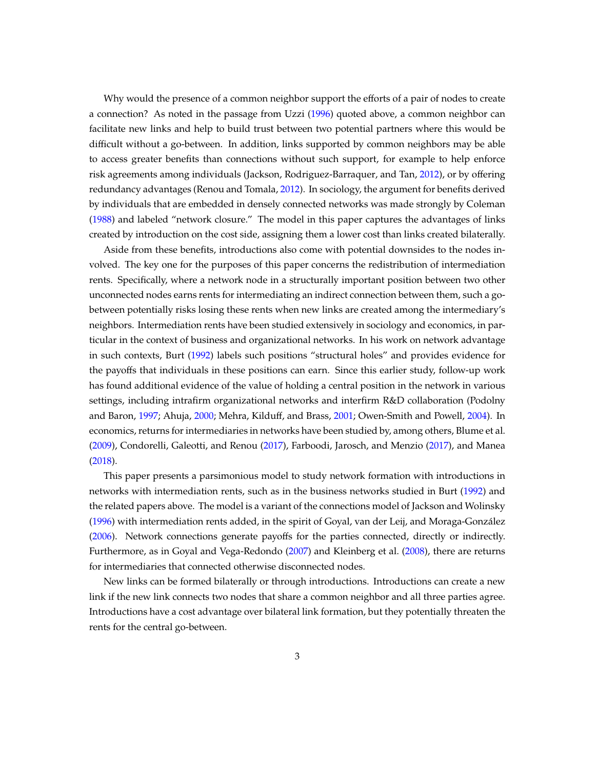Why would the presence of a common neighbor support the efforts of a pair of nodes to create a connection? As noted in the passage from Uzzi (1996) quoted above, a common neighbor can facilitate new links and help to build trust between two potential partners where this would be difficult without a go-between. In addition, links supported by common neighbors may be able to access greater benefits than connections without such support, for example to help enforce risk agreements among individuals (Jackson, Rodriguez-Barraquer, and Tan, 2012), or by offering redundancy advantages (Renou and Tomala, 2012). In sociology, the argument for benefits derived by individuals that are embedded in densely connected networks was made strongly by Coleman (1988) and labeled "network closure." The model in this paper captures the advantages of links created by introduction on the cost side, assigning them a lower cost than links created bilaterally.

Aside from these benefits, introductions also come with potential downsides to the nodes involved. The key one for the purposes of this paper concerns the redistribution of intermediation rents. Specifically, where a network node in a structurally important position between two other unconnected nodes earns rents for intermediating an indirect connection between them, such a go-between potentially risks losing these rents when new links are created among the intermediary's neighbors. Intermediation rents have been studied extensively in sociology and economics, in particular in the context of business and organizational networks. In his work on network advantage in such contexts, Burt (1992) labels such positions "structural holes" and provides evidence for the payoffs that individuals in these positions can earn. Since this earlier study, follow-up work has found additional evidence of the value of holding a central position in the network in various settings, including intrafirm organizational networks and interfirm R&D collaboration (Podolny and Baron, 1997; Ahuja, 2000; Mehra, Kilduff, and Brass, 2001; Owen-Smith and Powell, 2004). In economics, returns for intermediaries in networks have been studied by, among others, Blume et al. (2009), Condorelli, Galeotti, and Renou (2017), Farboodi, Jarosch, and Menzio (2017), and Manea (2018).

This paper presents a parsimonious model to study network formation with introductions in networks with intermediation rents, such as in the business networks studied in Burt (1992) and the related papers above. The model is a variant of the connections model of Jackson and Wolinsky (1996) with intermediation rents added, in the spirit of Goyal, van der Leij, and Moraga-González (2006). Network connections generate payoffs for the parties connected, directly or indirectly. Furthermore, as in Goyal and Vega-Redondo (2007) and Kleinberg et al. (2008), there are returns for intermediaries that connected otherwise disconnected nodes.

New links can be formed bilaterally or through introductions. Introductions can create a new link if the new link connects two nodes that share a common neighbor and all three parties agree. Introductions have a cost advantage over bilateral link formation, but they potentially threaten the rents for the central go-between.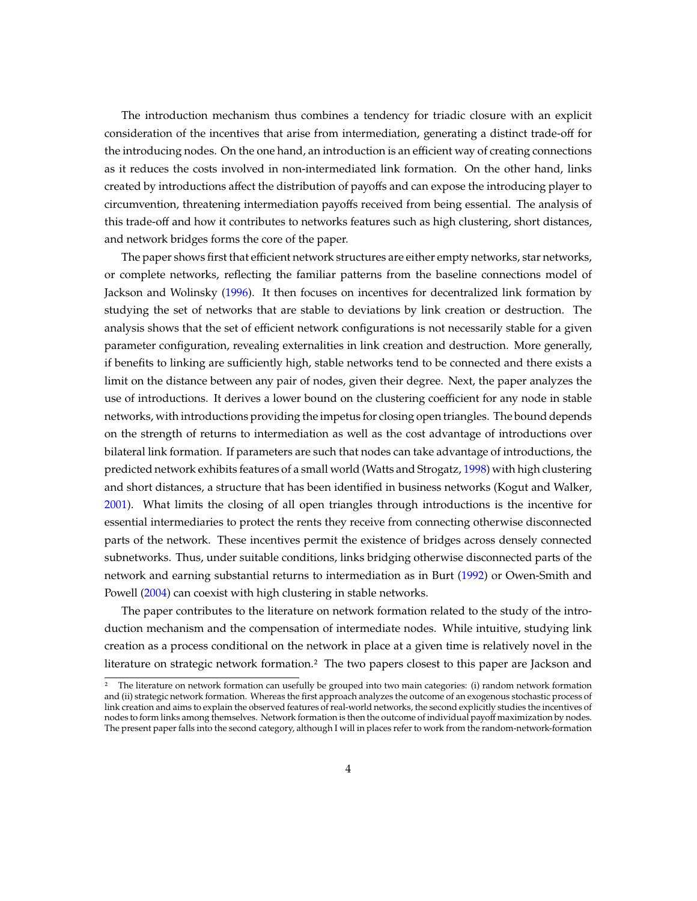The introduction mechanism thus combines a tendency for triadic closure with an explicit consideration of the incentives that arise from intermediation, generating a distinct trade-off for the introducing nodes. On the one hand, an introduction is an efficient way of creating connections as it reduces the costs involved in non-intermediated link formation. On the other hand, links created by introductions affect the distribution of payoffs and can expose the introducing player to circumvention, threatening intermediation payoffs received from being essential. The analysis of this trade-off and how it contributes to networks features such as high clustering, short distances, and network bridges forms the core of the paper.

The paper shows first that efficient network structures are either empty networks, star networks, or complete networks, reflecting the familiar patterns from the baseline connections model of Jackson and Wolinsky (1996). It then focuses on incentives for decentralized link formation by studying the set of networks that are stable to deviations by link creation or destruction. The analysis shows that the set of efficient network configurations is not necessarily stable for a given parameter configuration, revealing externalities in link creation and destruction. More generally, if benefits to linking are sufficiently high, stable networks tend to be connected and there exists a limit on the distance between any pair of nodes, given their degree. Next, the paper analyzes the use of introductions. It derives a lower bound on the clustering coefficient for any node in stable networks, with introductions providing the impetus for closing open triangles. The bound depends on the strength of returns to intermediation as well as the cost advantage of introductions over bilateral link formation. If parameters are such that nodes can take advantage of introductions, the predicted network exhibits features of a small world (Watts and Strogatz, 1998) with high clustering and short distances, a structure that has been identified in business networks (Kogut and Walker, 2001). What limits the closing of all open triangles through introductions is the incentive for essential intermediaries to protect the rents they receive from connecting otherwise disconnected parts of the network. These incentives permit the existence of bridges across densely connected subnetworks. Thus, under suitable conditions, links bridging otherwise disconnected parts of the network and earning substantial returns to intermediation as in Burt (1992) or Owen-Smith and Powell (2004) can coexist with high clustering in stable networks.

The paper contributes to the literature on network formation related to the study of the introduction mechanism and the compensation of intermediate nodes. While intuitive, studying link creation as a process conditional on the network in place at a given time is relatively novel in the literature on strategic network formation.[2] The two papers closest to this paper are Jackson and

[2] The literature on network formation can usefully be grouped into two main categories: (i) random network formation and (ii) strategic network formation. Whereas the first approach analyzes the outcome of an exogenous stochastic process of link creation and aims to explain the observed features of real-world networks, the second explicitly studies the incentives of nodes to form links among themselves. Network formation is then the outcome of individual payoff maximization by nodes. The present paper falls into the second category, although I will in places refer to work from the random-network-formation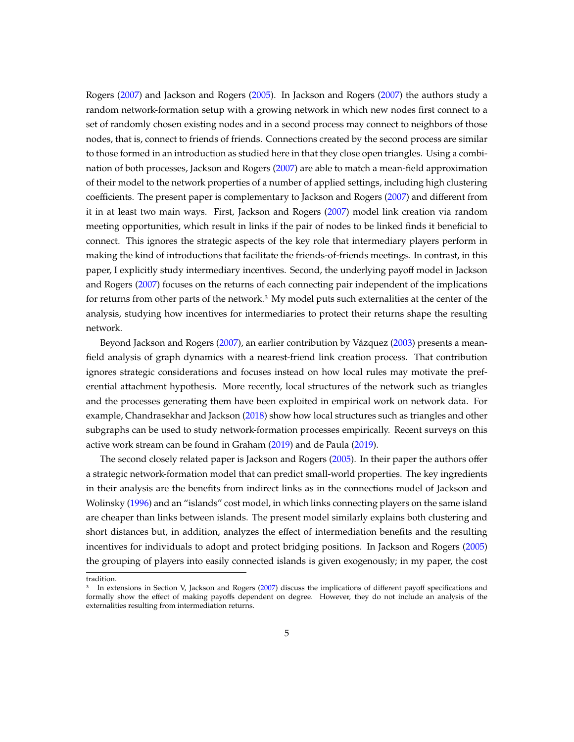Rogers (2007) and Jackson and Rogers (2005). In Jackson and Rogers (2007) the authors study a random network-formation setup with a growing network in which new nodes first connect to a set of randomly chosen existing nodes and in a second process may connect to neighbors of those nodes, that is, connect to friends of friends. Connections created by the second process are similar to those formed in an introduction as studied here in that they close open triangles. Using a combination of both processes, Jackson and Rogers (2007) are able to match a mean-field approximation of their model to the network properties of a number of applied settings, including high clustering coefficients. The present paper is complementary to Jackson and Rogers (2007) and different from it in at least two main ways. First, Jackson and Rogers (2007) model link creation via random meeting opportunities, which result in links if the pair of nodes to be linked finds it beneficial to connect. This ignores the strategic aspects of the key role that intermediary players perform in making the kind of introductions that facilitate the friends-of-friends meetings. In contrast, in this paper, I explicitly study intermediary incentives. Second, the underlying payoff model in Jackson and Rogers (2007) focuses on the returns of each connecting pair independent of the implications for returns from other parts of the network.[3] My model puts such externalities at the center of the analysis, studying how incentives for intermediaries to protect their returns shape the resulting network.

Beyond Jackson and Rogers (2007), an earlier contribution by Vázquez (2003) presents a mean-field analysis of graph dynamics with a nearest-friend link creation process. That contribution ignores strategic considerations and focuses instead on how local rules may motivate the preferential attachment hypothesis. More recently, local structures of the network such as triangles and the processes generating them have been exploited in empirical work on network data. For example, Chandrasekhar and Jackson (2018) show how local structures such as triangles and other subgraphs can be used to study network-formation processes empirically. Recent surveys on this active work stream can be found in Graham (2019) and de Paula (2019).

The second closely related paper is Jackson and Rogers (2005). In their paper the authors offer a strategic network-formation model that can predict small-world properties. The key ingredients in their analysis are the benefits from indirect links as in the connections model of Jackson and Wolinsky (1996) and an "islands" cost model, in which links connecting players on the same island are cheaper than links between islands. The present model similarly explains both clustering and short distances but, in addition, analyzes the effect of intermediation benefits and the resulting incentives for individuals to adopt and protect bridging positions. In Jackson and Rogers (2005) the grouping of players into easily connected islands is given exogenously; in my paper, the cost

tradition.

[3] In extensions in Section V, Jackson and Rogers (2007) discuss the implications of different payoff specifications and formally show the effect of making payoffs dependent on degree. However, they do not include an analysis of the externalities resulting from intermediation returns.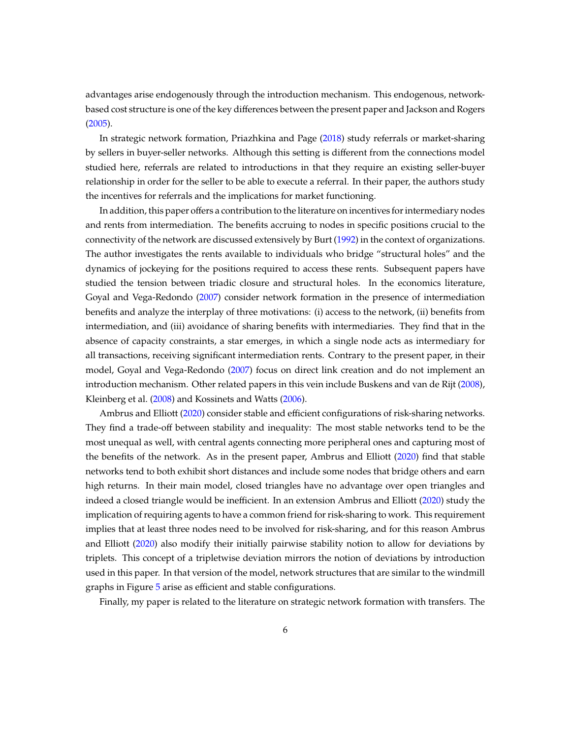advantages arise endogenously through the introduction mechanism. This endogenous, network-based cost structure is one of the key differences between the present paper and Jackson and Rogers (2005).

In strategic network formation, Priazhkina and Page (2018) study referrals or market-sharing by sellers in buyer-seller networks. Although this setting is different from the connections model studied here, referrals are related to introductions in that they require an existing seller-buyer relationship in order for the seller to be able to execute a referral. In their paper, the authors study the incentives for referrals and the implications for market functioning.

In addition, this paper offers a contribution to the literature on incentives for intermediary nodes and rents from intermediation. The benefits accruing to nodes in specific positions crucial to the connectivity of the network are discussed extensively by Burt (1992) in the context of organizations. The author investigates the rents available to individuals who bridge "structural holes" and the dynamics of jockeying for the positions required to access these rents. Subsequent papers have studied the tension between triadic closure and structural holes. In the economics literature, Goyal and Vega-Redondo (2007) consider network formation in the presence of intermediation benefits and analyze the interplay of three motivations: (i) access to the network, (ii) benefits from intermediation, and (iii) avoidance of sharing benefits with intermediaries. They find that in the absence of capacity constraints, a star emerges, in which a single node acts as intermediary for all transactions, receiving significant intermediation rents. Contrary to the present paper, in their model, Goyal and Vega-Redondo (2007) focus on direct link creation and do not implement an introduction mechanism. Other related papers in this vein include Buskens and van de Rijt (2008), Kleinberg et al. (2008) and Kossinets and Watts (2006).

Ambrus and Elliott (2020) consider stable and efficient configurations of risk-sharing networks. They find a trade-off between stability and inequality: The most stable networks tend to be the most unequal as well, with central agents connecting more peripheral ones and capturing most of the benefits of the network. As in the present paper, Ambrus and Elliott (2020) find that stable networks tend to both exhibit short distances and include some nodes that bridge others and earn high returns. In their main model, closed triangles have no advantage over open triangles and indeed a closed triangle would be inefficient. In an extension Ambrus and Elliott (2020) study the implication of requiring agents to have a common friend for risk-sharing to work. This requirement implies that at least three nodes need to be involved for risk-sharing, and for this reason Ambrus and Elliott (2020) also modify their initially pairwise stability notion to allow for deviations by triplets. This concept of a tripletwise deviation mirrors the notion of deviations by introduction used in this paper. In that version of the model, network structures that are similar to the windmill graphs in Figure 5 arise as efficient and stable configurations.

Finally, my paper is related to the literature on strategic network formation with transfers. The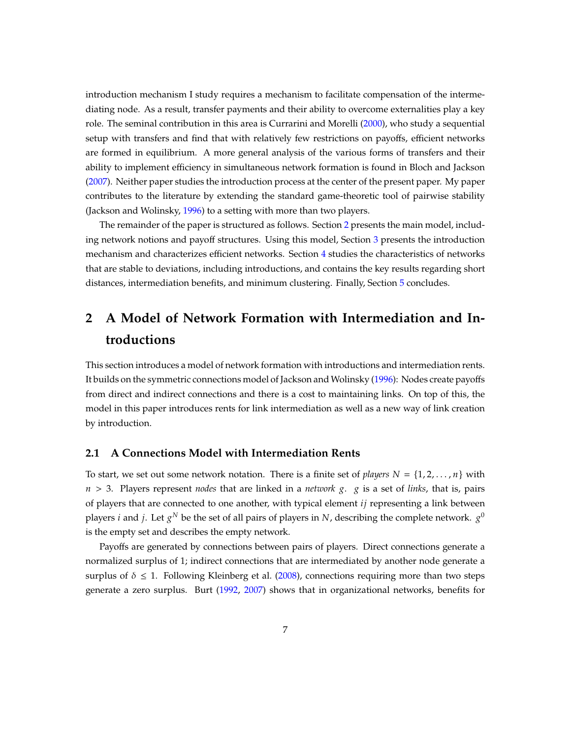introduction mechanism I study requires a mechanism to facilitate compensation of the intermediating node. As a result, transfer payments and their ability to overcome externalities play a key role. The seminal contribution in this area is Currarini and Morelli (2000), who study a sequential setup with transfers and find that with relatively few restrictions on payoffs, efficient networks are formed in equilibrium. A more general analysis of the various forms of transfers and their ability to implement efficiency in simultaneous network formation is found in Bloch and Jackson (2007). Neither paper studies the introduction process at the center of the present paper. My paper contributes to the literature by extending the standard game-theoretic tool of pairwise stability (Jackson and Wolinsky, 1996) to a setting with more than two players.

The remainder of the paper is structured as follows. Section 2 presents the main model, including network notions and payoff structures. Using this model, Section 3 presents the introduction mechanism and characterizes efficient networks. Section 4 studies the characteristics of networks that are stable to deviations, including introductions, and contains the key results regarding short distances, intermediation benefits, and minimum clustering. Finally, Section 5 concludes.

# 2 A Model of Network Formation with Intermediation and Introductions

This section introduces a model of network formation with introductions and intermediation rents. It builds on the symmetric connections model of Jackson and Wolinsky (1996): Nodes create payoffs from direct and indirect connections and there is a cost to maintaining links. On top of this, the model in this paper introduces rents for link intermediation as well as a new way of link creation by introduction.

## 2.1 A Connections Model with Intermediation Rents

To start, we set out some network notation. There is a finite set of *players* $N = \{1, 2, \ldots, n\}$ with $n > 3$. Players represent *nodes* that are linked in a *network* $g$. $g$ is a set of *links*, that is, pairs of players that are connected to one another, with typical element $ij$ representing a link between players $i$ and $j$. Let $g^N$ be the set of all pairs of players in $N$, describing the complete network. $g^0$ is the empty set and describes the empty network.

Payoffs are generated by connections between pairs of players. Direct connections generate a normalized surplus of 1; indirect connections that are intermediated by another node generate a surplus of $\delta \leq 1$. Following Kleinberg et al. (2008), connections requiring more than two steps generate a zero surplus. Burt (1992, 2007) shows that in organizational networks, benefits for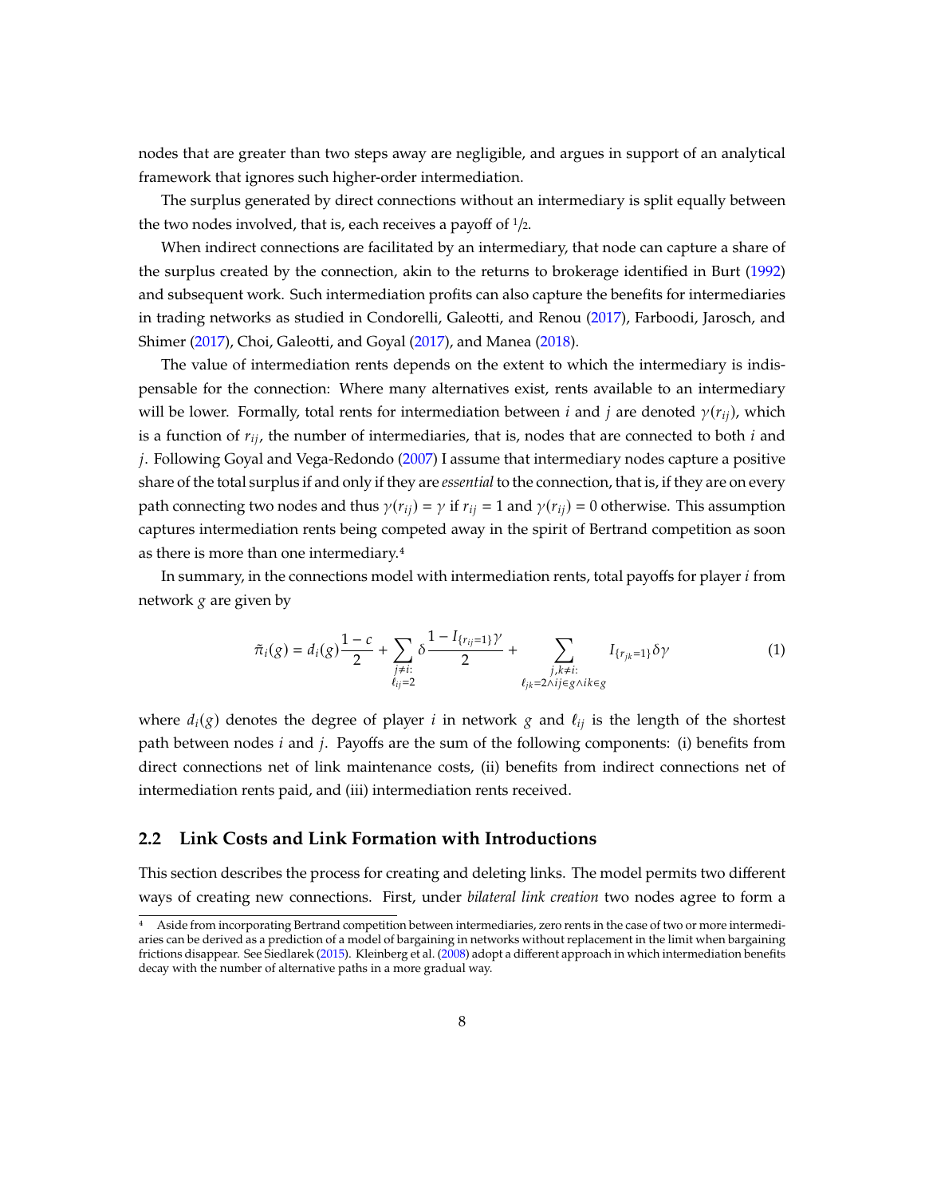nodes that are greater than two steps away are negligible, and argues in support of an analytical framework that ignores such higher-order intermediation.

The surplus generated by direct connections without an intermediary is split equally between the two nodes involved, that is, each receives a payoff of $1/2$.

When indirect connections are facilitated by an intermediary, that node can capture a share of the surplus created by the connection, akin to the returns to brokerage identified in Burt (1992) and subsequent work. Such intermediation profits can also capture the benefits for intermediaries in trading networks as studied in Condorelli, Galeotti, and Renou (2017), Farboodi, Jarosch, and Shimer (2017), Choi, Galeotti, and Goyal (2017), and Manea (2018).

The value of intermediation rents depends on the extent to which the intermediary is indispensable for the connection: Where many alternatives exist, rents available to an intermediary will be lower. Formally, total rents for intermediation between $i$ and $j$ are denoted $\gamma(r_{ij})$, which is a function of $r_{ij}$, the number of intermediaries, that is, nodes that are connected to both $i$ and $j$. Following Goyal and Vega-Redondo (2007) I assume that intermediary nodes capture a positive share of the total surplus if and only if they are *essential* to the connection, that is, if they are on every path connecting two nodes and thus $\gamma(r_{ij}) = \gamma$ if $r_{ij} = 1$ and $\gamma(r_{ij}) = 0$ otherwise. This assumption captures intermediation rents being competed away in the spirit of Bertrand competition as soon as there is more than one intermediary.[4]

In summary, in the connections model with intermediation rents, total payoffs for player $i$ from network $g$ are given by

$$\tilde{\pi}_i(g) = d_i(g)\frac{1-c}{2} + \sum_{\substack{j \neq i: \\ \ell_{ij}=2}} \delta \frac{1 - I_{\{r_{ij}=1\}}\gamma}{2} + \sum_{\substack{j,k \neq i: \\ \ell_{jk}=2 \wedge ij \in g \wedge ik \in g}} I_{\{r_{jk}=1\}}\delta\gamma \tag{1}$$

where $d_i(g)$ denotes the degree of player $i$ in network $g$ and $\ell_{ij}$ is the length of the shortest path between nodes $i$ and $j$. Payoffs are the sum of the following components: (i) benefits from direct connections net of link maintenance costs, (ii) benefits from indirect connections net of intermediation rents paid, and (iii) intermediation rents received.

## 2.2 Link Costs and Link Formation with Introductions

This section describes the process for creating and deleting links. The model permits two different ways of creating new connections. First, under *bilateral link creation* two nodes agree to form a

---

[4] Aside from incorporating Bertrand competition between intermediaries, zero rents in the case of two or more intermediaries can be derived as a prediction of a model of bargaining in networks without replacement in the limit when bargaining frictions disappear. See Siedlarek (2015). Kleinberg et al. (2008) adopt a different approach in which intermediation benefits decay with the number of alternative paths in a more gradual way.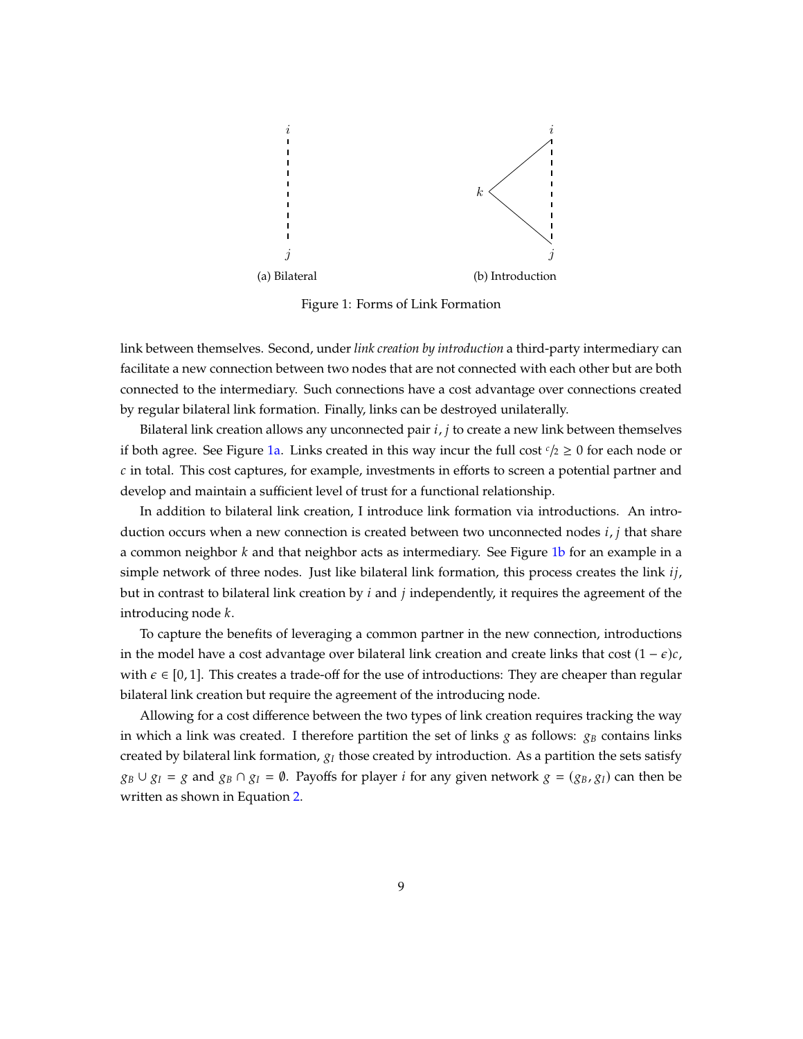i

j

(a) Bilateral

i

k

j

(b) Introduction

Figure 1: Forms of Link Formation

link between themselves. Second, under *link creation by introduction* a third-party intermediary can facilitate a new connection between two nodes that are not connected with each other but are both connected to the intermediary. Such connections have a cost advantage over connections created by regular bilateral link formation. Finally, links can be destroyed unilaterally.

Bilateral link creation allows any unconnected pair $i, j$ to create a new link between themselves if both agree. See Figure 1a. Links created in this way incur the full cost $c/2 \geq 0$ for each node or $c$ in total. This cost captures, for example, investments in efforts to screen a potential partner and develop and maintain a sufficient level of trust for a functional relationship.

In addition to bilateral link creation, I introduce link formation via introductions. An introduction occurs when a new connection is created between two unconnected nodes $i, j$ that share a common neighbor $k$ and that neighbor acts as intermediary. See Figure 1b for an example in a simple network of three nodes. Just like bilateral link formation, this process creates the link $ij$, but in contrast to bilateral link creation by $i$ and $j$ independently, it requires the agreement of the introducing node $k$.

To capture the benefits of leveraging a common partner in the new connection, introductions in the model have a cost advantage over bilateral link creation and create links that cost $(1 - \epsilon)c$, with $\epsilon \in [0, 1]$. This creates a trade-off for the use of introductions: They are cheaper than regular bilateral link creation but require the agreement of the introducing node.

Allowing for a cost difference between the two types of link creation requires tracking the way in which a link was created. I therefore partition the set of links $g$ as follows: $g_B$ contains links created by bilateral link formation, $g_I$ those created by introduction. As a partition the sets satisfy $g_B \cup g_I = g$ and $g_B \cap g_I = \emptyset$. Payoffs for player $i$ for any given network $g = (g_B, g_I)$ can then be written as shown in Equation 2.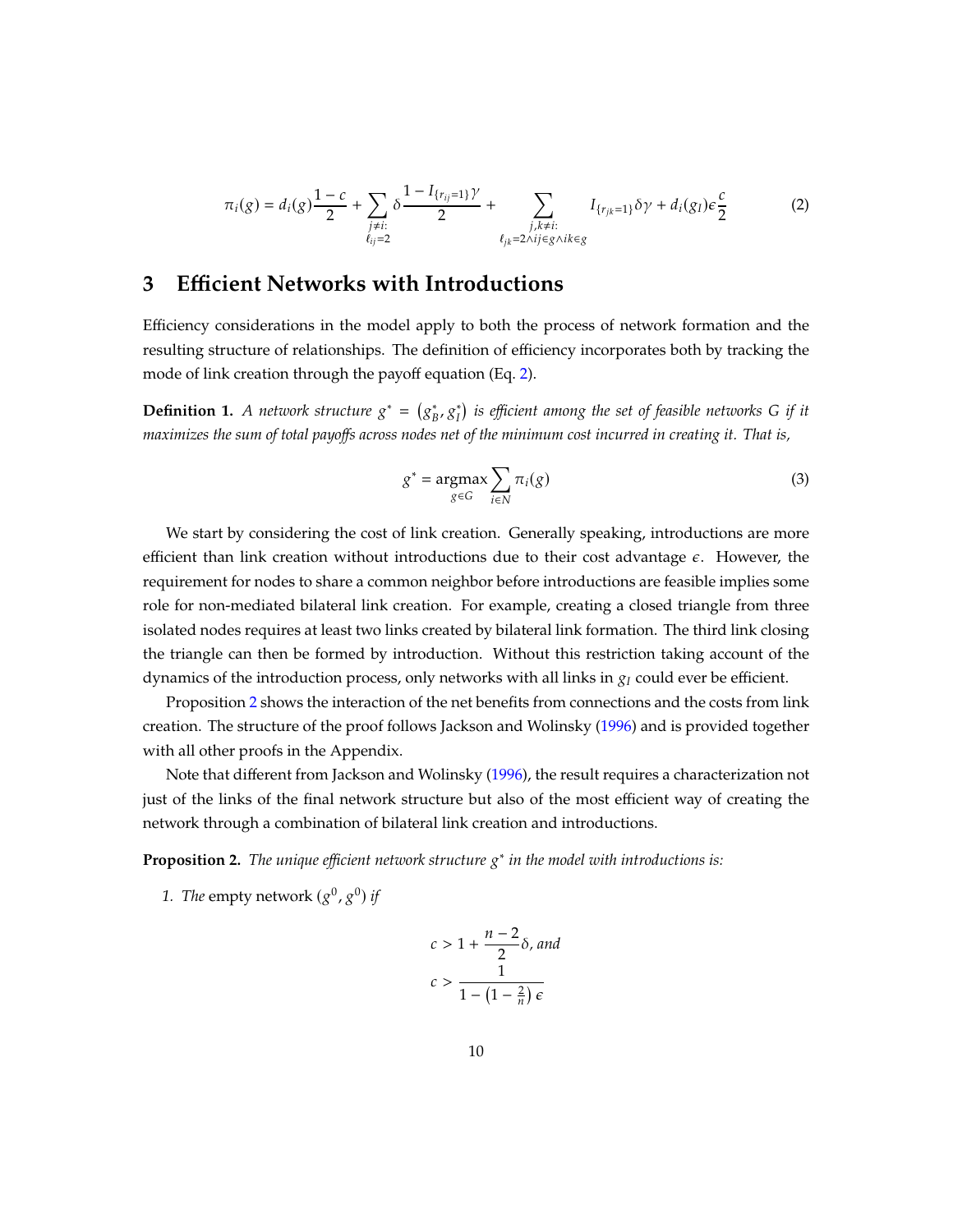$$\pi_i(g) = d_i(g)\frac{1-c}{2} + \sum_{\substack{j \neq i: \\ \ell_{ij}=2}} \delta \frac{1 - I_{\{r_{ij}=1\}}\gamma}{2} + \sum_{\substack{j,k \neq i: \\ \ell_{jk}=2 \wedge ij \in g \wedge ik \in g}} I_{\{r_{jk}=1\}}\delta\gamma + d_i(g_I)\epsilon\frac{c}{2} \tag{2}$$

## 3 Efficient Networks with Introductions

Efficiency considerations in the model apply to both the process of network formation and the resulting structure of relationships. The definition of efficiency incorporates both by tracking the mode of link creation through the payoff equation (Eq. 2).

**Definition 1.** *A network structure $g^* = (g_B^*, g_I^*)$ is efficient among the set of feasible networks $G$ if it maximizes the sum of total payoffs across nodes net of the minimum cost incurred in creating it. That is,*

$$g^* = \underset{g \in G}{\operatorname{argmax}} \sum_{i \in N} \pi_i(g) \tag{3}$$

We start by considering the cost of link creation. Generally speaking, introductions are more efficient than link creation without introductions due to their cost advantage $\epsilon$. However, the requirement for nodes to share a common neighbor before introductions are feasible implies some role for non-mediated bilateral link creation. For example, creating a closed triangle from three isolated nodes requires at least two links created by bilateral link formation. The third link closing the triangle can then be formed by introduction. Without this restriction taking account of the dynamics of the introduction process, only networks with all links in $g_I$ could ever be efficient.

Proposition 2 shows the interaction of the net benefits from connections and the costs from link creation. The structure of the proof follows Jackson and Wolinsky (1996) and is provided together with all other proofs in the Appendix.

Note that different from Jackson and Wolinsky (1996), the result requires a characterization not just of the links of the final network structure but also of the most efficient way of creating the network through a combination of bilateral link creation and introductions.

**Proposition 2.** *The unique efficient network structure $g^*$ in the model with introductions is:*

1. *The* empty network $(g^0, g^0)$ *if*

$$c > 1 + \frac{n-2}{2}\delta, \text{ and}$$
$$c > \frac{1}{1 - \left(1 - \frac{2}{n}\right)\epsilon}$$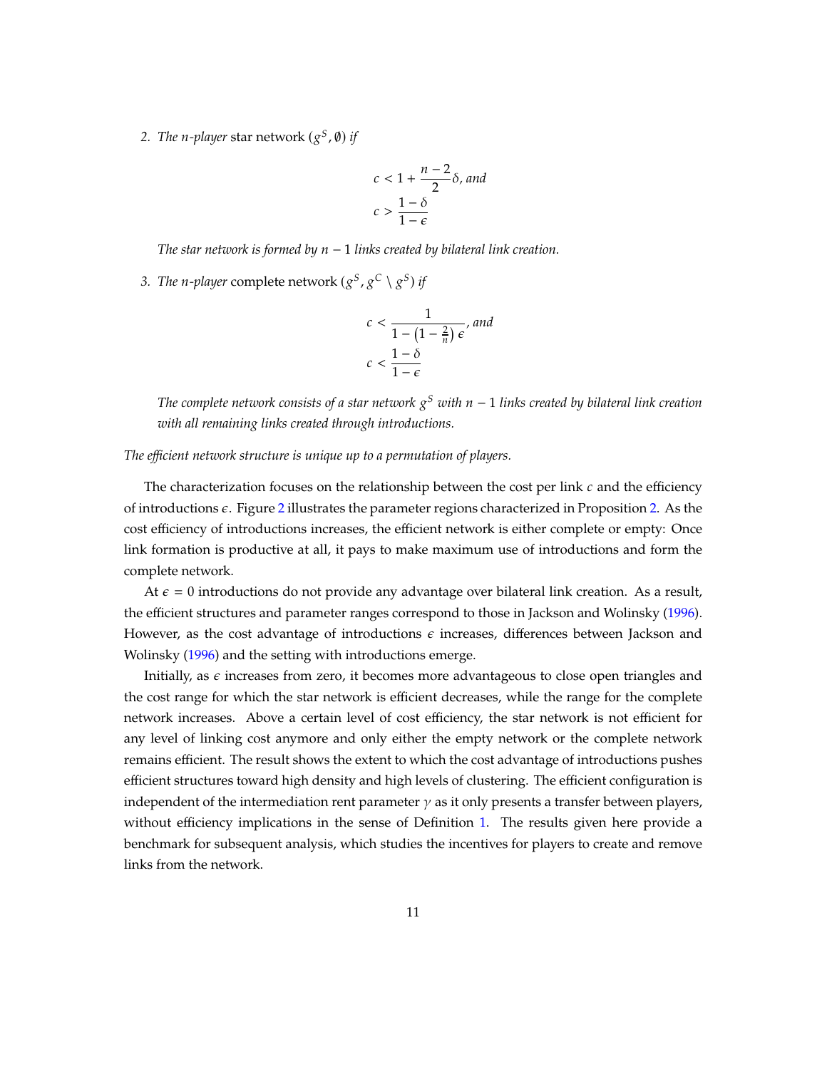2. *The n-player* star network $(g^S, \emptyset)$ *if*

$$c < 1 + \frac{n-2}{2}\delta, \text{ and}$$
$$c > \frac{1-\delta}{1-\epsilon}$$

*The star network is formed by $n-1$ links created by bilateral link creation.*

3. *The n-player* complete network $(g^S, g^C \setminus g^S)$ *if*

$$c < \frac{1}{1-\left(1-\frac{2}{n}\right)\epsilon}, \text{ and}$$
$$c < \frac{1-\delta}{1-\epsilon}$$

*The complete network consists of a star network $g^S$ with $n-1$ links created by bilateral link creation with all remaining links created through introductions.*

*The efficient network structure is unique up to a permutation of players.*

The characterization focuses on the relationship between the cost per link $c$ and the efficiency of introductions $\epsilon$. Figure 2 illustrates the parameter regions characterized in Proposition 2. As the cost efficiency of introductions increases, the efficient network is either complete or empty: Once link formation is productive at all, it pays to make maximum use of introductions and form the complete network.

At $\epsilon = 0$ introductions do not provide any advantage over bilateral link creation. As a result, the efficient structures and parameter ranges correspond to those in Jackson and Wolinsky (1996). However, as the cost advantage of introductions $\epsilon$ increases, differences between Jackson and Wolinsky (1996) and the setting with introductions emerge.

Initially, as $\epsilon$ increases from zero, it becomes more advantageous to close open triangles and the cost range for which the star network is efficient decreases, while the range for the complete network increases. Above a certain level of cost efficiency, the star network is not efficient for any level of linking cost anymore and only either the empty network or the complete network remains efficient. The result shows the extent to which the cost advantage of introductions pushes efficient structures toward high density and high levels of clustering. The efficient configuration is independent of the intermediation rent parameter $\gamma$ as it only presents a transfer between players, without efficiency implications in the sense of Definition 1. The results given here provide a benchmark for subsequent analysis, which studies the incentives for players to create and remove links from the network.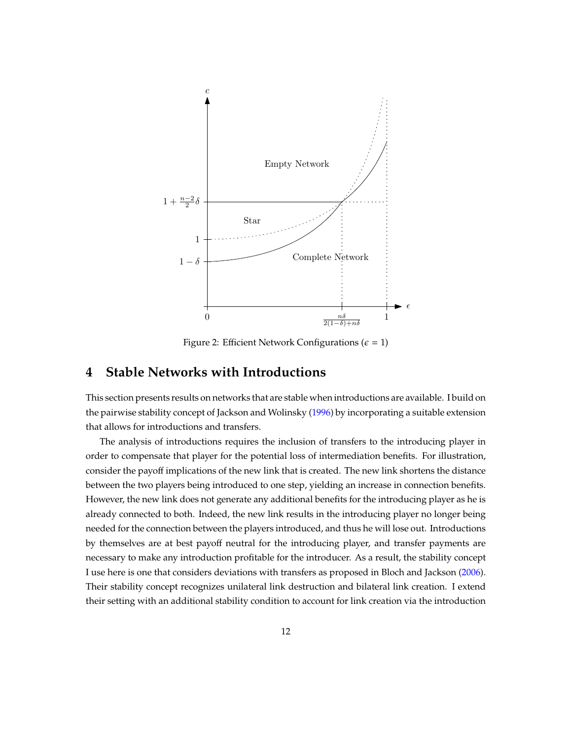$c$

Empty Network

$1 + \frac{n-2}{2}\delta$

Star

$1$

$1 - \delta$

Complete Network

$0$

$\frac{n\delta}{2(1-\delta)+n\delta}$

$1$

$\epsilon$

Figure 2: Efficient Network Configurations ($\epsilon = 1$)

# 4 Stable Networks with Introductions

This section presents results on networks that are stable when introductions are available. I build on the pairwise stability concept of Jackson and Wolinsky (1996) by incorporating a suitable extension that allows for introductions and transfers.

The analysis of introductions requires the inclusion of transfers to the introducing player in order to compensate that player for the potential loss of intermediation benefits. For illustration, consider the payoff implications of the new link that is created. The new link shortens the distance between the two players being introduced to one step, yielding an increase in connection benefits. However, the new link does not generate any additional benefits for the introducing player as he is already connected to both. Indeed, the new link results in the introducing player no longer being needed for the connection between the players introduced, and thus he will lose out. Introductions by themselves are at best payoff neutral for the introducing player, and transfer payments are necessary to make any introduction profitable for the introducer. As a result, the stability concept I use here is one that considers deviations with transfers as proposed in Bloch and Jackson (2006). Their stability concept recognizes unilateral link destruction and bilateral link creation. I extend their setting with an additional stability condition to account for link creation via the introduction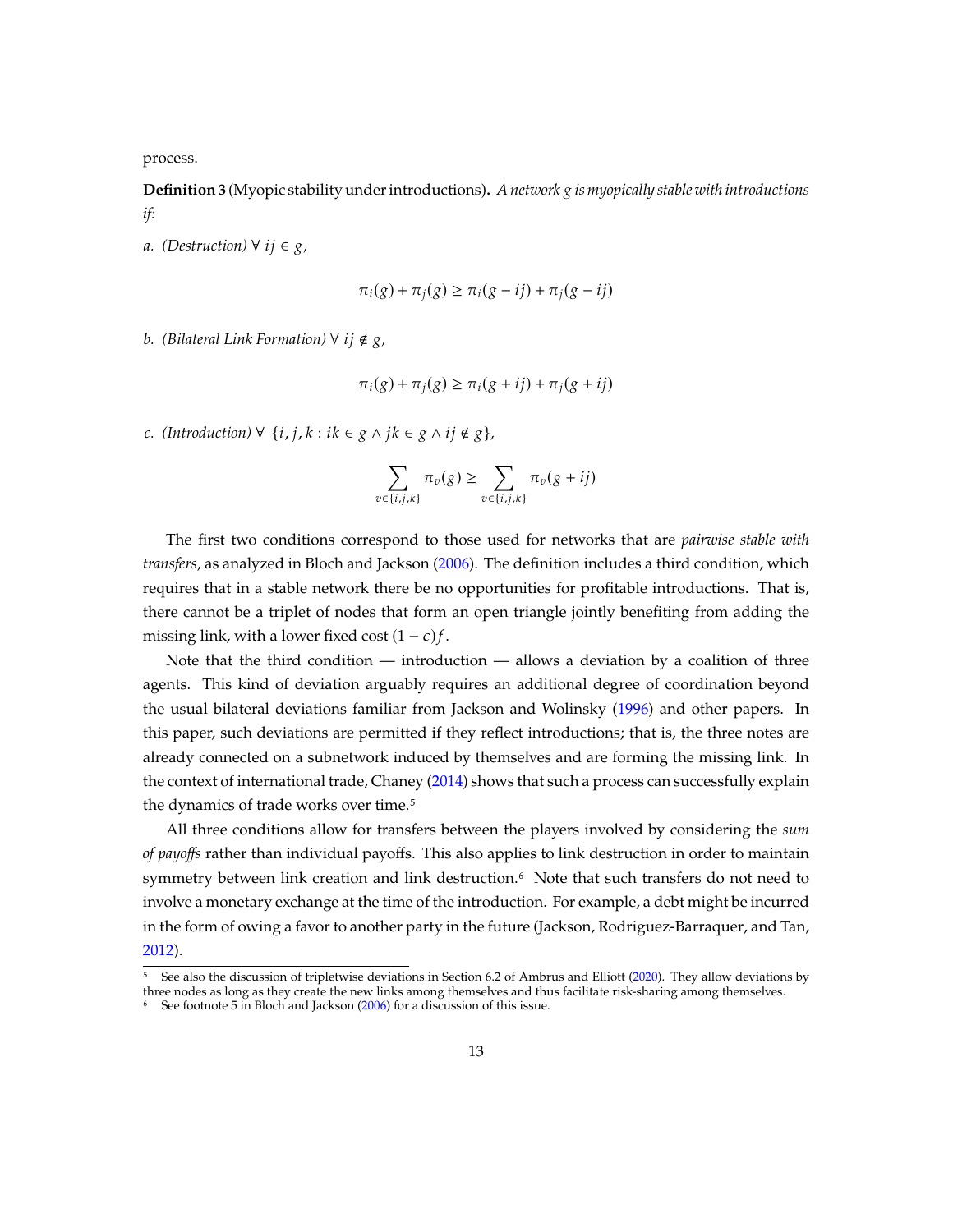process.

**Definition 3** (Myopic stability under introductions)**.** *A network $g$ is myopically stable with introductions if:*

*a. (Destruction)* $\forall\ ij \in g$,

$$\pi_i(g) + \pi_j(g) \geq \pi_i(g - ij) + \pi_j(g - ij)$$

*b. (Bilateral Link Formation)* $\forall\ ij \notin g$,

$$\pi_i(g) + \pi_j(g) \geq \pi_i(g + ij) + \pi_j(g + ij)$$

*c. (Introduction)* $\forall\ \{i, j, k : ik \in g \wedge jk \in g \wedge ij \notin g\}$,

$$\sum_{v \in \{i,j,k\}} \pi_v(g) \geq \sum_{v \in \{i,j,k\}} \pi_v(g + ij)$$

The first two conditions correspond to those used for networks that are *pairwise stable with transfers*, as analyzed in Bloch and Jackson (2006). The definition includes a third condition, which requires that in a stable network there be no opportunities for profitable introductions. That is, there cannot be a triplet of nodes that form an open triangle jointly benefiting from adding the missing link, with a lower fixed cost $(1 - \epsilon)f$.

Note that the third condition — introduction — allows a deviation by a coalition of three agents. This kind of deviation arguably requires an additional degree of coordination beyond the usual bilateral deviations familiar from Jackson and Wolinsky (1996) and other papers. In this paper, such deviations are permitted if they reflect introductions; that is, the three notes are already connected on a subnetwork induced by themselves and are forming the missing link. In the context of international trade, Chaney (2014) shows that such a process can successfully explain the dynamics of trade works over time.[5]

All three conditions allow for transfers between the players involved by considering the *sum of payoffs* rather than individual payoffs. This also applies to link destruction in order to maintain symmetry between link creation and link destruction.[6] Note that such transfers do not need to involve a monetary exchange at the time of the introduction. For example, a debt might be incurred in the form of owing a favor to another party in the future (Jackson, Rodriguez-Barraquer, and Tan, 2012).

[5] See also the discussion of tripletwise deviations in Section 6.2 of Ambrus and Elliott (2020). They allow deviations by three nodes as long as they create the new links among themselves and thus facilitate risk-sharing among themselves.

[6] See footnote 5 in Bloch and Jackson (2006) for a discussion of this issue.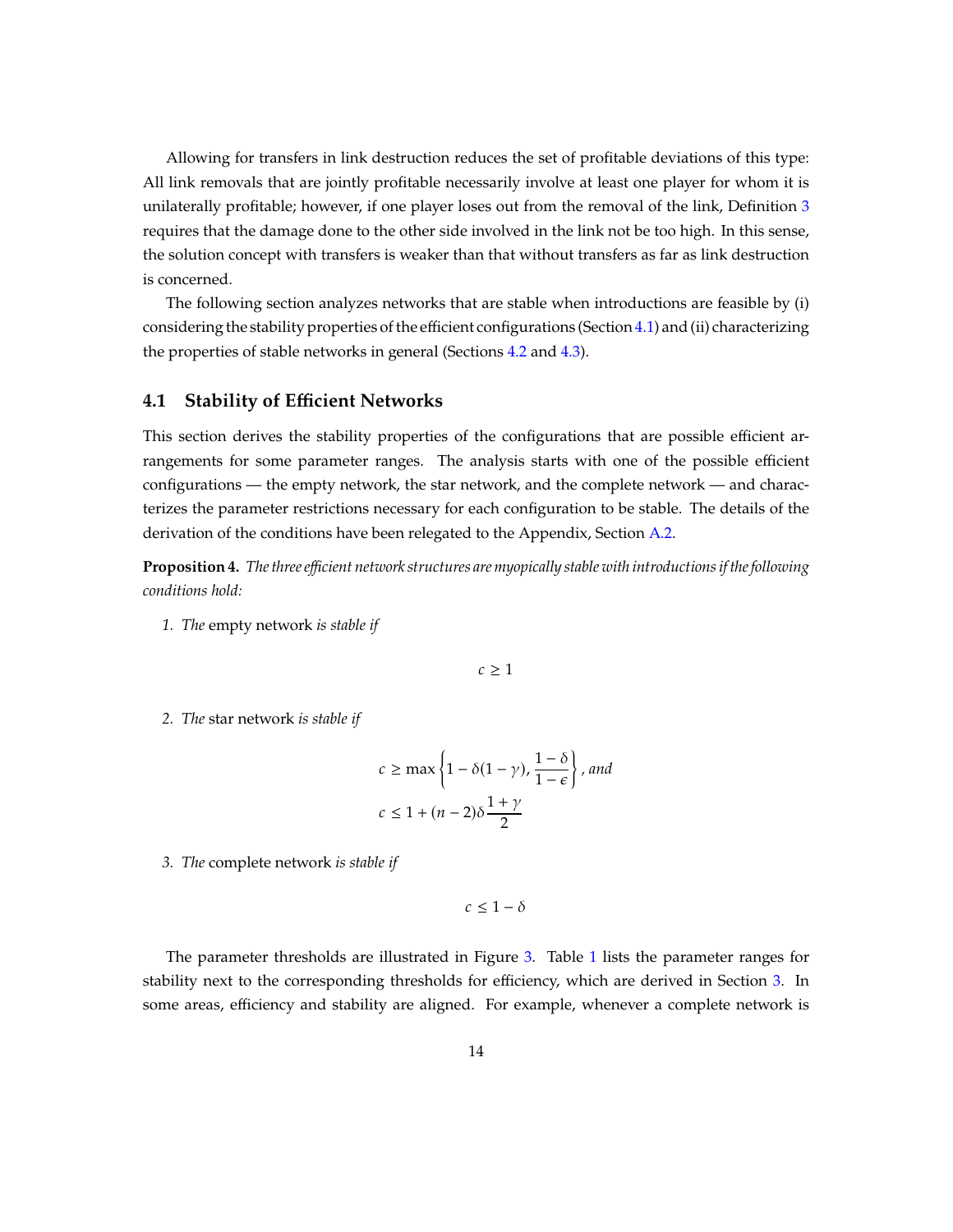Allowing for transfers in link destruction reduces the set of profitable deviations of this type: All link removals that are jointly profitable necessarily involve at least one player for whom it is unilaterally profitable; however, if one player loses out from the removal of the link, Definition 3 requires that the damage done to the other side involved in the link not be too high. In this sense, the solution concept with transfers is weaker than that without transfers as far as link destruction is concerned.

The following section analyzes networks that are stable when introductions are feasible by (i) considering the stability properties of the efficient configurations (Section 4.1) and (ii) characterizing the properties of stable networks in general (Sections 4.2 and 4.3).

### 4.1 Stability of Efficient Networks

This section derives the stability properties of the configurations that are possible efficient arrangements for some parameter ranges. The analysis starts with one of the possible efficient configurations — the empty network, the star network, and the complete network — and characterizes the parameter restrictions necessary for each configuration to be stable. The details of the derivation of the conditions have been relegated to the Appendix, Section A.2.

**Proposition 4.** *The three efficient network structures are myopically stable with introductions if the following conditions hold:*

1. *The* empty network *is stable if*

$$c \geq 1$$

2. *The* star network *is stable if*

$$c \geq \max\left\{1 - \delta(1-\gamma), \frac{1-\delta}{1-\epsilon}\right\}, \text{ and}$$
$$c \leq 1 + (n-2)\delta\frac{1+\gamma}{2}$$

3. *The* complete network *is stable if*

$$c \leq 1 - \delta$$

The parameter thresholds are illustrated in Figure 3. Table 1 lists the parameter ranges for stability next to the corresponding thresholds for efficiency, which are derived in Section 3. In some areas, efficiency and stability are aligned. For example, whenever a complete network is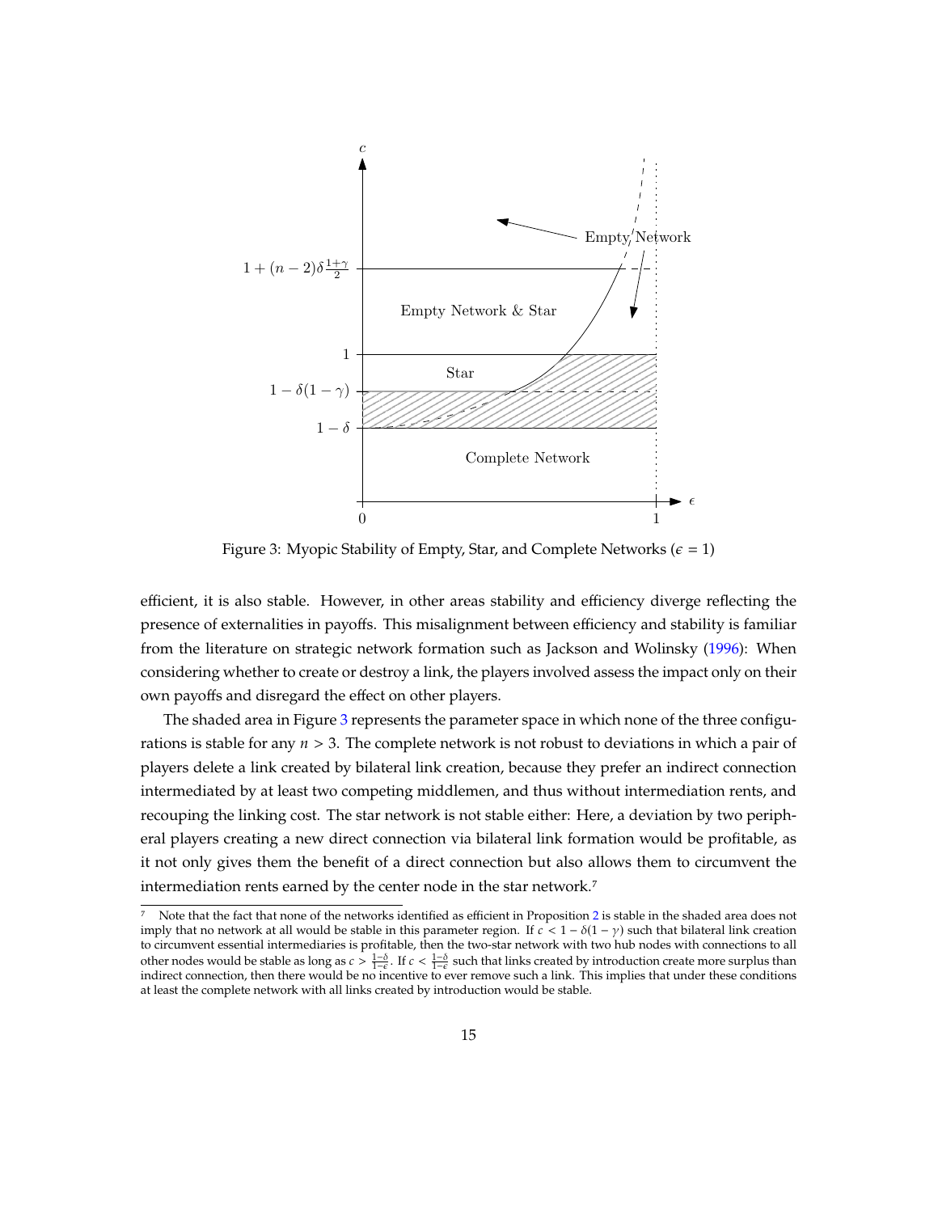$c$

$1 + (n-2)\delta\frac{1+\gamma}{2}$

$1$

$1 - \delta(1-\gamma)$

$1 - \delta$

$0$

$1$

$\epsilon$

Empty Network

Empty Network & Star

Star

Complete Network

Figure 3: Myopic Stability of Empty, Star, and Complete Networks ($\epsilon = 1$)

efficient, it is also stable. However, in other areas stability and efficiency diverge reflecting the presence of externalities in payoffs. This misalignment between efficiency and stability is familiar from the literature on strategic network formation such as Jackson and Wolinsky (1996): When considering whether to create or destroy a link, the players involved assess the impact only on their own payoffs and disregard the effect on other players.

The shaded area in Figure 3 represents the parameter space in which none of the three configurations is stable for any $n > 3$. The complete network is not robust to deviations in which a pair of players delete a link created by bilateral link creation, because they prefer an indirect connection intermediated by at least two competing middlemen, and thus without intermediation rents, and recouping the linking cost. The star network is not stable either: Here, a deviation by two peripheral players creating a new direct connection via bilateral link formation would be profitable, as it not only gives them the benefit of a direct connection but also allows them to circumvent the intermediation rents earned by the center node in the star network.[7]

[7] Note that the fact that none of the networks identified as efficient in Proposition 2 is stable in the shaded area does not imply that no network at all would be stable in this parameter region. If $c < 1 - \delta(1-\gamma)$ such that bilateral link creation to circumvent essential intermediaries is profitable, then the two-star network with two hub nodes with connections to all other nodes would be stable as long as $c > \frac{1-\delta}{1-\epsilon}$. If $c < \frac{1-\delta}{1-\epsilon}$ such that links created by introduction create more surplus than indirect connection, then there would be no incentive to ever remove such a link. This implies that under these conditions at least the complete network with all links created by introduction would be stable.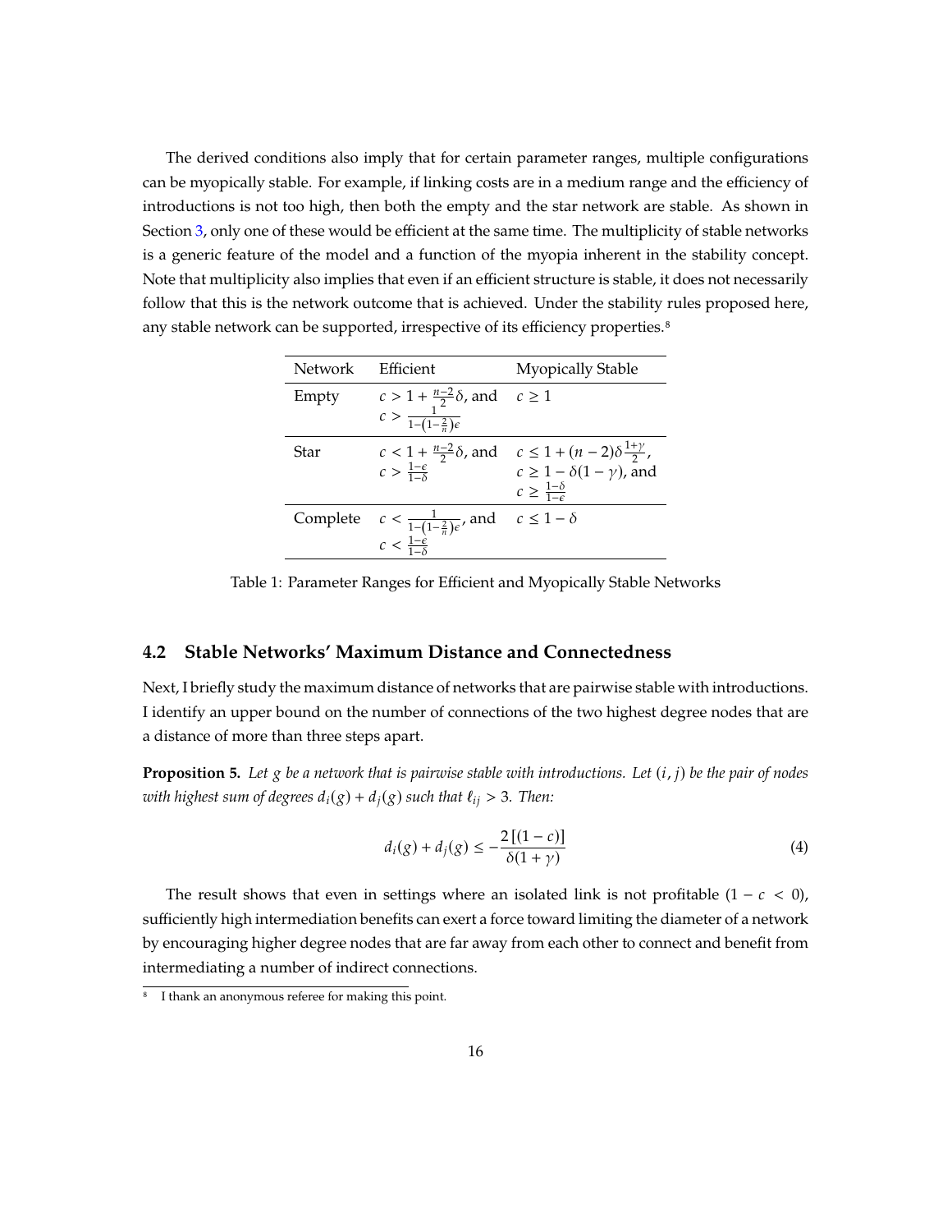The derived conditions also imply that for certain parameter ranges, multiple configurations can be myopically stable. For example, if linking costs are in a medium range and the efficiency of introductions is not too high, then both the empty and the star network are stable. As shown in Section 3, only one of these would be efficient at the same time. The multiplicity of stable networks is a generic feature of the model and a function of the myopia inherent in the stability concept. Note that multiplicity also implies that even if an efficient structure is stable, it does not necessarily follow that this is the network outcome that is achieved. Under the stability rules proposed here, any stable network can be supported, irrespective of its efficiency properties.[8]

| Network | Efficient | Myopically Stable |
|---|---|---|
| Empty | $c > 1 + \frac{n-2}{2}\delta$, and $c > \frac{1}{1-\left(1-\frac{2}{n}\right)\epsilon}$ | $c \geq 1$ |
| Star | $c < 1 + \frac{n-2}{2}\delta$, and $c > \frac{1-\epsilon}{1-\delta}$ | $c \leq 1 + (n-2)\delta\frac{1+\gamma}{2}$, $c \geq 1 - \delta(1-\gamma)$, and $c \geq \frac{1-\delta}{1-\epsilon}$ |
| Complete | $c < \frac{1}{1-\left(1-\frac{2}{n}\right)\epsilon}$, and $c < \frac{1-\epsilon}{1-\delta}$ | $c \leq 1 - \delta$ |

Table 1: Parameter Ranges for Efficient and Myopically Stable Networks

## 4.2 Stable Networks' Maximum Distance and Connectedness

Next, I briefly study the maximum distance of networks that are pairwise stable with introductions. I identify an upper bound on the number of connections of the two highest degree nodes that are a distance of more than three steps apart.

**Proposition 5.** *Let $g$ be a network that is pairwise stable with introductions. Let $(i, j)$ be the pair of nodes with highest sum of degrees $d_i(g) + d_j(g)$ such that $\ell_{ij} > 3$. Then:*

$$d_i(g) + d_j(g) \leq -\frac{2\left[(1-c)\right]}{\delta(1+\gamma)} \tag{4}$$

The result shows that even in settings where an isolated link is not profitable ($1 - c < 0$), sufficiently high intermediation benefits can exert a force toward limiting the diameter of a network by encouraging higher degree nodes that are far away from each other to connect and benefit from intermediating a number of indirect connections.

[8] I thank an anonymous referee for making this point.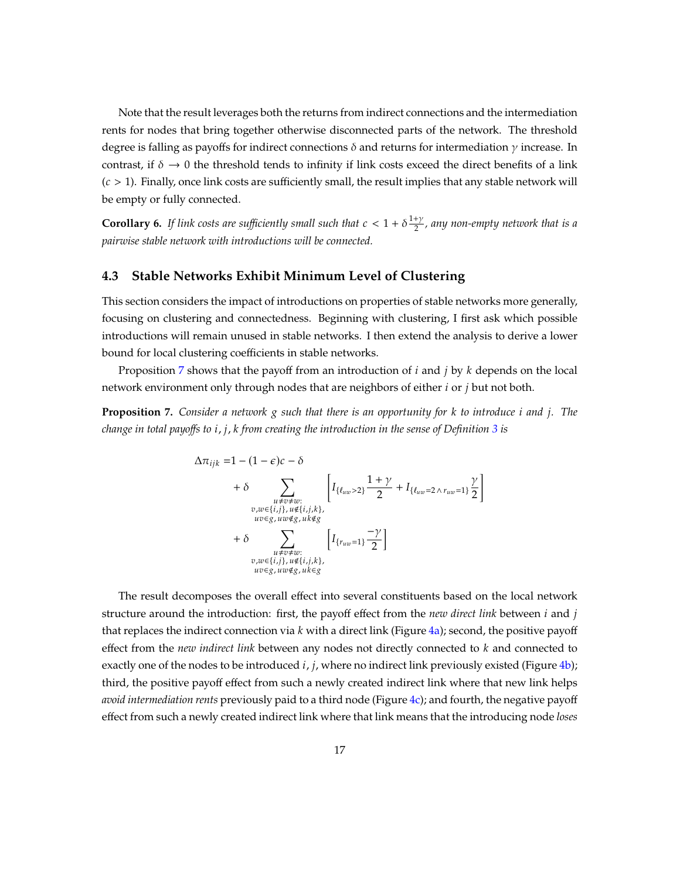Note that the result leverages both the returns from indirect connections and the intermediation rents for nodes that bring together otherwise disconnected parts of the network. The threshold degree is falling as payoffs for indirect connections $\delta$ and returns for intermediation $\gamma$ increase. In contrast, if $\delta \to 0$ the threshold tends to infinity if link costs exceed the direct benefits of a link ($c > 1$). Finally, once link costs are sufficiently small, the result implies that any stable network will be empty or fully connected.

**Corollary 6.** *If link costs are sufficiently small such that $c < 1 + \delta \frac{1+\gamma}{2}$, any non-empty network that is a pairwise stable network with introductions will be connected.*

### 4.3 Stable Networks Exhibit Minimum Level of Clustering

This section considers the impact of introductions on properties of stable networks more generally, focusing on clustering and connectedness. Beginning with clustering, I first ask which possible introductions will remain unused in stable networks. I then extend the analysis to derive a lower bound for local clustering coefficients in stable networks.

Proposition 7 shows that the payoff from an introduction of $i$ and $j$ by $k$ depends on the local network environment only through nodes that are neighbors of either $i$ or $j$ but not both.

**Proposition 7.** *Consider a network $g$ such that there is an opportunity for $k$ to introduce $i$ and $j$. The change in total payoffs to $i, j, k$ from creating the introduction in the sense of Definition 3 is*

$$
\begin{aligned}
\Delta\pi_{ijk} =& 1 - (1-\epsilon)c - \delta \\
&+ \delta \sum_{\substack{u \neq v \neq w: \\ v,w \in \{i,j\},\, u \notin \{i,j,k\}, \\ uv \in g,\, uw \notin g,\, uk \notin g}} \left[ I_{\{\ell_{uw} > 2\}} \frac{1+\gamma}{2} + I_{\{\ell_{uw} = 2 \wedge r_{uw} = 1\}} \frac{\gamma}{2} \right] \\
&+ \delta \sum_{\substack{u \neq v \neq w: \\ v,w \in \{i,j\},\, u \notin \{i,j,k\}, \\ uv \in g,\, uw \notin g,\, uk \in g}} \left[ I_{\{r_{uw} = 1\}} \frac{-\gamma}{2} \right]
\end{aligned}
$$

The result decomposes the overall effect into several constituents based on the local network structure around the introduction: first, the payoff effect from the *new direct link* between $i$ and $j$ that replaces the indirect connection via $k$ with a direct link (Figure 4a); second, the positive payoff effect from the *new indirect link* between any nodes not directly connected to $k$ and connected to exactly one of the nodes to be introduced $i, j$, where no indirect link previously existed (Figure 4b); third, the positive payoff effect from such a newly created indirect link where that new link helps *avoid intermediation rents* previously paid to a third node (Figure 4c); and fourth, the negative payoff effect from such a newly created indirect link where that link means that the introducing node *loses*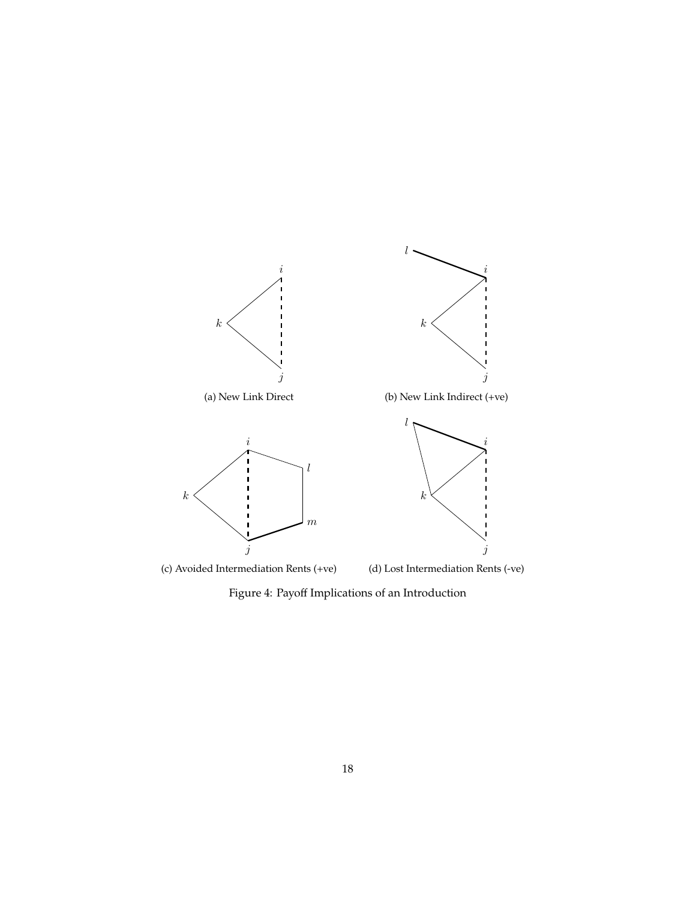$l$

$i$

$k$

$j$

(a) New Link Direct

(b) New Link Indirect (+ve)

$i$

$l$

$k$

$m$

$j$

(c) Avoided Intermediation Rents (+ve)

(d) Lost Intermediation Rents (-ve)

Figure 4: Payoff Implications of an Introduction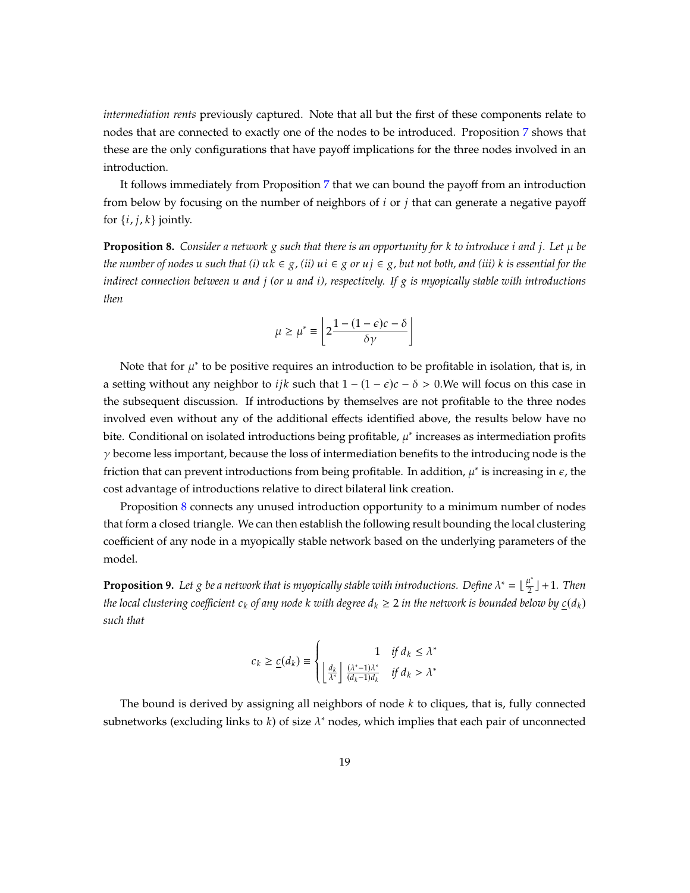*intermediation rents* previously captured. Note that all but the first of these components relate to nodes that are connected to exactly one of the nodes to be introduced. Proposition 7 shows that these are the only configurations that have payoff implications for the three nodes involved in an introduction.

It follows immediately from Proposition 7 that we can bound the payoff from an introduction from below by focusing on the number of neighbors of $i$ or $j$ that can generate a negative payoff for $\{i, j, k\}$ jointly.

**Proposition 8.** *Consider a network $g$ such that there is an opportunity for $k$ to introduce $i$ and $j$. Let $\mu$ be the number of nodes $u$ such that (i) $uk \in g$, (ii) $ui \in g$ or $uj \in g$, but not both, and (iii) $k$ is essential for the indirect connection between $u$ and $j$ (or $u$ and $i$), respectively. If $g$ is myopically stable with introductions then*

$$\mu \geq \mu^* \equiv \left\lfloor 2\frac{1-(1-\epsilon)c-\delta}{\delta\gamma} \right\rfloor$$

Note that for $\mu^*$ to be positive requires an introduction to be profitable in isolation, that is, in a setting without any neighbor to $ijk$ such that $1-(1-\epsilon)c-\delta > 0$.We will focus on this case in the subsequent discussion. If introductions by themselves are not profitable to the three nodes involved even without any of the additional effects identified above, the results below have no bite. Conditional on isolated introductions being profitable, $\mu^*$ increases as intermediation profits $\gamma$ become less important, because the loss of intermediation benefits to the introducing node is the friction that can prevent introductions from being profitable. In addition, $\mu^*$ is increasing in $\epsilon$, the cost advantage of introductions relative to direct bilateral link creation.

Proposition 8 connects any unused introduction opportunity to a minimum number of nodes that form a closed triangle. We can then establish the following result bounding the local clustering coefficient of any node in a myopically stable network based on the underlying parameters of the model.

**Proposition 9.** *Let $g$ be a network that is myopically stable with introductions. Define $\lambda^* = \lfloor \frac{\mu^*}{2} \rfloor + 1$. Then the local clustering coefficient $c_k$ of any node $k$ with degree $d_k \geq 2$ in the network is bounded below by $\underline{c}(d_k)$ such that*

$$c_k \geq \underline{c}(d_k) \equiv \begin{cases} 1 & \text{if } d_k \leq \lambda^* \\ \left\lfloor \frac{d_k}{\lambda^*} \right\rfloor \frac{(\lambda^*-1)\lambda^*}{(d_k-1)d_k} & \text{if } d_k > \lambda^* \end{cases}$$

The bound is derived by assigning all neighbors of node $k$ to cliques, that is, fully connected subnetworks (excluding links to $k$) of size $\lambda^*$ nodes, which implies that each pair of unconnected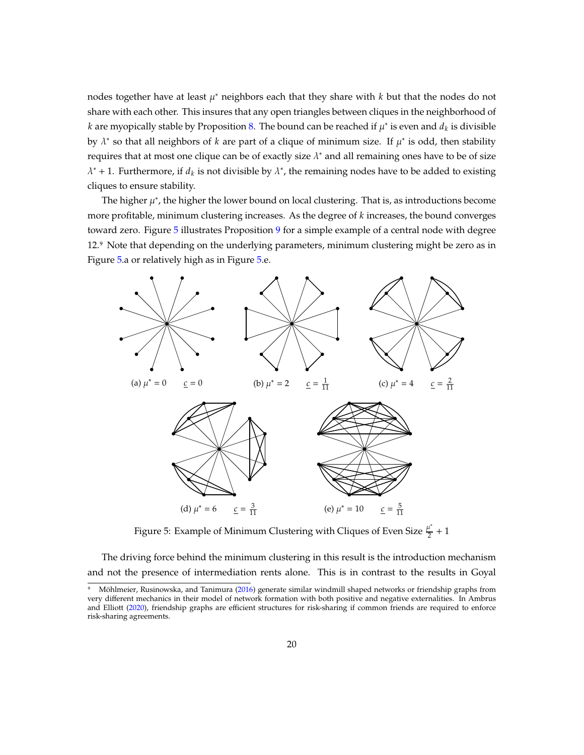nodes together have at least $\mu^*$ neighbors each that they share with $k$ but that the nodes do not share with each other. This insures that any open triangles between cliques in the neighborhood of $k$ are myopically stable by Proposition 8. The bound can be reached if $\mu^*$ is even and $d_k$ is divisible by $\lambda^*$ so that all neighbors of $k$ are part of a clique of minimum size. If $\mu^*$ is odd, then stability requires that at most one clique can be of exactly size $\lambda^*$ and all remaining ones have to be of size $\lambda^* + 1$. Furthermore, if $d_k$ is not divisible by $\lambda^*$, the remaining nodes have to be added to existing cliques to ensure stability.

The higher $\mu^*$, the higher the lower bound on local clustering. That is, as introductions become more profitable, minimum clustering increases. As the degree of $k$ increases, the bound converges toward zero. Figure 5 illustrates Proposition 9 for a simple example of a central node with degree 12.[9] Note that depending on the underlying parameters, minimum clustering might be zero as in Figure 5.a or relatively high as in Figure 5.e.

(a) $\mu^* = 0$ $\quad \underline{c} = 0$

(b) $\mu^* = 2$ $\quad \underline{c} = \frac{1}{11}$

(c) $\mu^* = 4$ $\quad \underline{c} = \frac{2}{11}$

(d) $\mu^* = 6$ $\quad \underline{c} = \frac{3}{11}$

(e) $\mu^* = 10$ $\quad \underline{c} = \frac{5}{11}$

Figure 5: Example of Minimum Clustering with Cliques of Even Size $\frac{\mu^*}{2} + 1$

The driving force behind the minimum clustering in this result is the introduction mechanism and not the presence of intermediation rents alone. This is in contrast to the results in Goyal

[9] Möhlmeier, Rusinowska, and Tanimura (2016) generate similar windmill shaped networks or friendship graphs from very different mechanics in their model of network formation with both positive and negative externalities. In Ambrus and Elliott (2020), friendship graphs are efficient structures for risk-sharing if common friends are required to enforce risk-sharing agreements.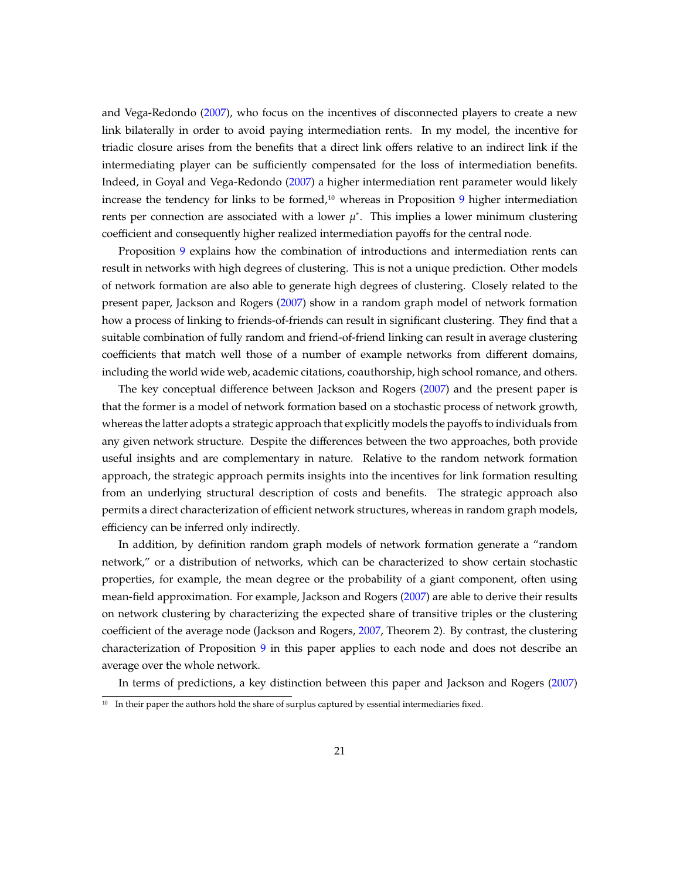and Vega-Redondo (2007), who focus on the incentives of disconnected players to create a new link bilaterally in order to avoid paying intermediation rents. In my model, the incentive for triadic closure arises from the benefits that a direct link offers relative to an indirect link if the intermediating player can be sufficiently compensated for the loss of intermediation benefits. Indeed, in Goyal and Vega-Redondo (2007) a higher intermediation rent parameter would likely increase the tendency for links to be formed,[10] whereas in Proposition 9 higher intermediation rents per connection are associated with a lower $\mu^*$. This implies a lower minimum clustering coefficient and consequently higher realized intermediation payoffs for the central node.

Proposition 9 explains how the combination of introductions and intermediation rents can result in networks with high degrees of clustering. This is not a unique prediction. Other models of network formation are also able to generate high degrees of clustering. Closely related to the present paper, Jackson and Rogers (2007) show in a random graph model of network formation how a process of linking to friends-of-friends can result in significant clustering. They find that a suitable combination of fully random and friend-of-friend linking can result in average clustering coefficients that match well those of a number of example networks from different domains, including the world wide web, academic citations, coauthorship, high school romance, and others.

The key conceptual difference between Jackson and Rogers (2007) and the present paper is that the former is a model of network formation based on a stochastic process of network growth, whereas the latter adopts a strategic approach that explicitly models the payoffs to individuals from any given network structure. Despite the differences between the two approaches, both provide useful insights and are complementary in nature. Relative to the random network formation approach, the strategic approach permits insights into the incentives for link formation resulting from an underlying structural description of costs and benefits. The strategic approach also permits a direct characterization of efficient network structures, whereas in random graph models, efficiency can be inferred only indirectly.

In addition, by definition random graph models of network formation generate a "random network," or a distribution of networks, which can be characterized to show certain stochastic properties, for example, the mean degree or the probability of a giant component, often using mean-field approximation. For example, Jackson and Rogers (2007) are able to derive their results on network clustering by characterizing the expected share of transitive triples or the clustering coefficient of the average node (Jackson and Rogers, 2007, Theorem 2). By contrast, the clustering characterization of Proposition 9 in this paper applies to each node and does not describe an average over the whole network.

In terms of predictions, a key distinction between this paper and Jackson and Rogers (2007)

[10] In their paper the authors hold the share of surplus captured by essential intermediaries fixed.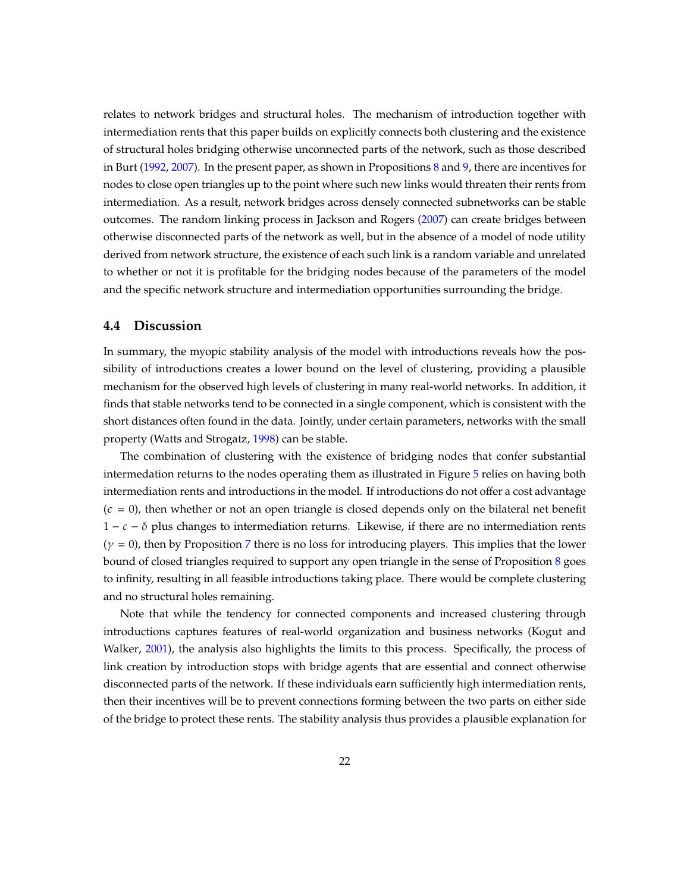relates to network bridges and structural holes. The mechanism of introduction together with intermediation rents that this paper builds on explicitly connects both clustering and the existence of structural holes bridging otherwise unconnected parts of the network, such as those described in Burt (1992, 2007). In the present paper, as shown in Propositions 8 and 9, there are incentives for nodes to close open triangles up to the point where such new links would threaten their rents from intermediation. As a result, network bridges across densely connected subnetworks can be stable outcomes. The random linking process in Jackson and Rogers (2007) can create bridges between otherwise disconnected parts of the network as well, but in the absence of a model of node utility derived from network structure, the existence of each such link is a random variable and unrelated to whether or not it is profitable for the bridging nodes because of the parameters of the model and the specific network structure and intermediation opportunities surrounding the bridge.

### 4.4 Discussion

In summary, the myopic stability analysis of the model with introductions reveals how the possibility of introductions creates a lower bound on the level of clustering, providing a plausible mechanism for the observed high levels of clustering in many real-world networks. In addition, it finds that stable networks tend to be connected in a single component, which is consistent with the short distances often found in the data. Jointly, under certain parameters, networks with the small property (Watts and Strogatz, 1998) can be stable.

The combination of clustering with the existence of bridging nodes that confer substantial intermedation returns to the nodes operating them as illustrated in Figure 5 relies on having both intermediation rents and introductions in the model. If introductions do not offer a cost advantage ($\epsilon = 0$), then whether or not an open triangle is closed depends only on the bilateral net benefit $1 - c - \delta$ plus changes to intermediation returns. Likewise, if there are no intermediation rents ($\gamma = 0$), then by Proposition 7 there is no loss for introducing players. This implies that the lower bound of closed triangles required to support any open triangle in the sense of Proposition 8 goes to infinity, resulting in all feasible introductions taking place. There would be complete clustering and no structural holes remaining.

Note that while the tendency for connected components and increased clustering through introductions captures features of real-world organization and business networks (Kogut and Walker, 2001), the analysis also highlights the limits to this process. Specifically, the process of link creation by introduction stops with bridge agents that are essential and connect otherwise disconnected parts of the network. If these individuals earn sufficiently high intermediation rents, then their incentives will be to prevent connections forming between the two parts on either side of the bridge to protect these rents. The stability analysis thus provides a plausible explanation for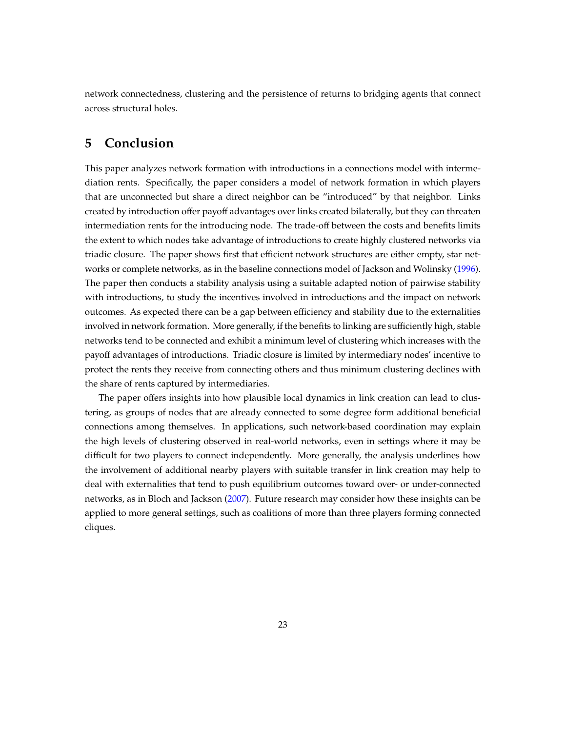network connectedness, clustering and the persistence of returns to bridging agents that connect across structural holes.

## 5 Conclusion

This paper analyzes network formation with introductions in a connections model with intermediation rents. Specifically, the paper considers a model of network formation in which players that are unconnected but share a direct neighbor can be "introduced" by that neighbor. Links created by introduction offer payoff advantages over links created bilaterally, but they can threaten intermediation rents for the introducing node. The trade-off between the costs and benefits limits the extent to which nodes take advantage of introductions to create highly clustered networks via triadic closure. The paper shows first that efficient network structures are either empty, star networks or complete networks, as in the baseline connections model of Jackson and Wolinsky (1996). The paper then conducts a stability analysis using a suitable adapted notion of pairwise stability with introductions, to study the incentives involved in introductions and the impact on network outcomes. As expected there can be a gap between efficiency and stability due to the externalities involved in network formation. More generally, if the benefits to linking are sufficiently high, stable networks tend to be connected and exhibit a minimum level of clustering which increases with the payoff advantages of introductions. Triadic closure is limited by intermediary nodes' incentive to protect the rents they receive from connecting others and thus minimum clustering declines with the share of rents captured by intermediaries.

The paper offers insights into how plausible local dynamics in link creation can lead to clustering, as groups of nodes that are already connected to some degree form additional beneficial connections among themselves. In applications, such network-based coordination may explain the high levels of clustering observed in real-world networks, even in settings where it may be difficult for two players to connect independently. More generally, the analysis underlines how the involvement of additional nearby players with suitable transfer in link creation may help to deal with externalities that tend to push equilibrium outcomes toward over- or under-connected networks, as in Bloch and Jackson (2007). Future research may consider how these insights can be applied to more general settings, such as coalitions of more than three players forming connected cliques.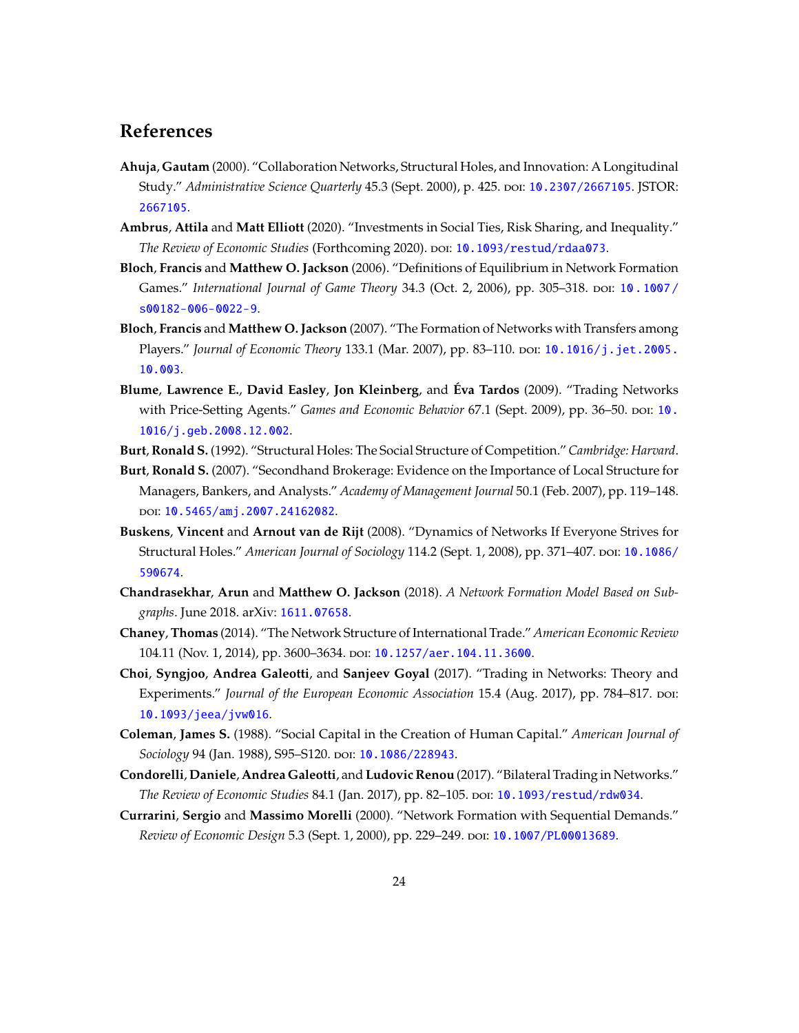## References

**Ahuja**, **Gautam** (2000). "Collaboration Networks, Structural Holes, and Innovation: A Longitudinal Study." *Administrative Science Quarterly* 45.3 (Sept. 2000), p. 425. DOI: 10.2307/2667105. JSTOR: 2667105.

**Ambrus**, **Attila** and **Matt Elliott** (2020). "Investments in Social Ties, Risk Sharing, and Inequality." *The Review of Economic Studies* (Forthcoming 2020). DOI: 10.1093/restud/rdaa073.

**Bloch**, **Francis** and **Matthew O. Jackson** (2006). "Definitions of Equilibrium in Network Formation Games." *International Journal of Game Theory* 34.3 (Oct. 2, 2006), pp. 305–318. DOI: 10.1007/s00182-006-0022-9.

**Bloch**, **Francis** and **Matthew O. Jackson** (2007). "The Formation of Networks with Transfers among Players." *Journal of Economic Theory* 133.1 (Mar. 2007), pp. 83–110. DOI: 10.1016/j.jet.2005.10.003.

**Blume**, **Lawrence E.**, **David Easley**, **Jon Kleinberg**, and **Éva Tardos** (2009). "Trading Networks with Price-Setting Agents." *Games and Economic Behavior* 67.1 (Sept. 2009), pp. 36–50. DOI: 10.1016/j.geb.2008.12.002.

**Burt**, **Ronald S.** (1992). "Structural Holes: The Social Structure of Competition." *Cambridge: Harvard*.

**Burt**, **Ronald S.** (2007). "Secondhand Brokerage: Evidence on the Importance of Local Structure for Managers, Bankers, and Analysts." *Academy of Management Journal* 50.1 (Feb. 2007), pp. 119–148. DOI: 10.5465/amj.2007.24162082.

**Buskens**, **Vincent** and **Arnout van de Rijt** (2008). "Dynamics of Networks If Everyone Strives for Structural Holes." *American Journal of Sociology* 114.2 (Sept. 1, 2008), pp. 371–407. DOI: 10.1086/590674.

**Chandrasekhar**, **Arun** and **Matthew O. Jackson** (2018). *A Network Formation Model Based on Subgraphs*. June 2018. arXiv: 1611.07658.

**Chaney**, **Thomas** (2014). "The Network Structure of International Trade." *American Economic Review* 104.11 (Nov. 1, 2014), pp. 3600–3634. DOI: 10.1257/aer.104.11.3600.

**Choi**, **Syngjoo**, **Andrea Galeotti**, and **Sanjeev Goyal** (2017). "Trading in Networks: Theory and Experiments." *Journal of the European Economic Association* 15.4 (Aug. 2017), pp. 784–817. DOI: 10.1093/jeea/jvw016.

**Coleman**, **James S.** (1988). "Social Capital in the Creation of Human Capital." *American Journal of Sociology* 94 (Jan. 1988), S95–S120. DOI: 10.1086/228943.

**Condorelli**, **Daniele**, **Andrea Galeotti**, and **Ludovic Renou** (2017). "Bilateral Trading in Networks." *The Review of Economic Studies* 84.1 (Jan. 2017), pp. 82–105. DOI: 10.1093/restud/rdw034.

**Currarini**, **Sergio** and **Massimo Morelli** (2000). "Network Formation with Sequential Demands." *Review of Economic Design* 5.3 (Sept. 1, 2000), pp. 229–249. DOI: 10.1007/PL00013689.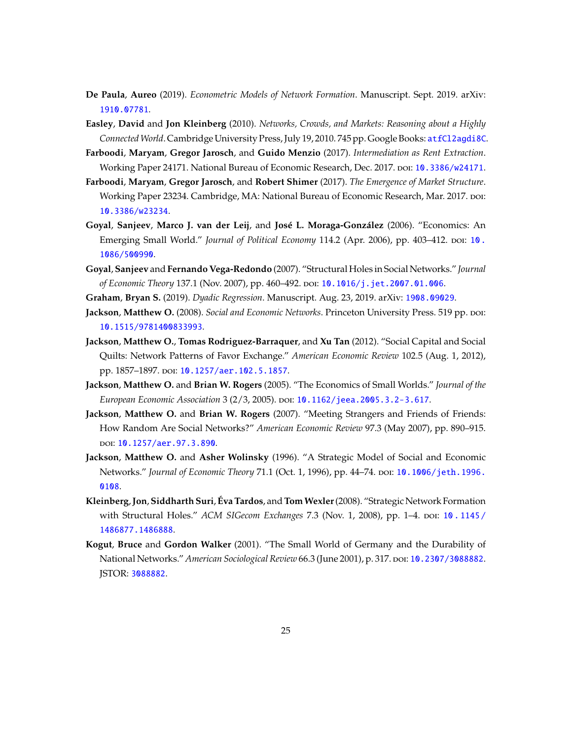**De Paula**, **Aureo** (2019). *Econometric Models of Network Formation*. Manuscript. Sept. 2019. arXiv: 1910.07781.

**Easley**, **David** and **Jon Kleinberg** (2010). *Networks, Crowds, and Markets: Reasoning about a Highly Connected World*. Cambridge University Press, July 19, 2010. 745 pp. Google Books: atfCl2agdi8C.

**Farboodi**, **Maryam**, **Gregor Jarosch**, and **Guido Menzio** (2017). *Intermediation as Rent Extraction*. Working Paper 24171. National Bureau of Economic Research, Dec. 2017. DOI: 10.3386/w24171.

**Farboodi**, **Maryam**, **Gregor Jarosch**, and **Robert Shimer** (2017). *The Emergence of Market Structure*. Working Paper 23234. Cambridge, MA: National Bureau of Economic Research, Mar. 2017. DOI: 10.3386/w23234.

**Goyal**, **Sanjeev**, **Marco J. van der Leij**, and **José L. Moraga-González** (2006). "Economics: An Emerging Small World." *Journal of Political Economy* 114.2 (Apr. 2006), pp. 403–412. DOI: 10.1086/500990.

**Goyal**, **Sanjeev** and **Fernando Vega-Redondo** (2007). "Structural Holes in Social Networks." *Journal of Economic Theory* 137.1 (Nov. 2007), pp. 460–492. DOI: 10.1016/j.jet.2007.01.006.

**Graham**, **Bryan S.** (2019). *Dyadic Regression*. Manuscript. Aug. 23, 2019. arXiv: 1908.09029.

**Jackson**, **Matthew O.** (2008). *Social and Economic Networks*. Princeton University Press. 519 pp. DOI: 10.1515/9781400833993.

**Jackson**, **Matthew O.**, **Tomas Rodriguez-Barraquer**, and **Xu Tan** (2012). "Social Capital and Social Quilts: Network Patterns of Favor Exchange." *American Economic Review* 102.5 (Aug. 1, 2012), pp. 1857–1897. DOI: 10.1257/aer.102.5.1857.

**Jackson**, **Matthew O.** and **Brian W. Rogers** (2005). "The Economics of Small Worlds." *Journal of the European Economic Association* 3 (2/3, 2005). DOI: 10.1162/jeea.2005.3.2-3.617.

**Jackson**, **Matthew O.** and **Brian W. Rogers** (2007). "Meeting Strangers and Friends of Friends: How Random Are Social Networks?" *American Economic Review* 97.3 (May 2007), pp. 890–915. DOI: 10.1257/aer.97.3.890.

**Jackson**, **Matthew O.** and **Asher Wolinsky** (1996). "A Strategic Model of Social and Economic Networks." *Journal of Economic Theory* 71.1 (Oct. 1, 1996), pp. 44–74. DOI: 10.1006/jeth.1996.0108.

**Kleinberg**, **Jon**, **Siddharth Suri**, **Éva Tardos**, and **Tom Wexler** (2008). "Strategic Network Formation with Structural Holes." *ACM SIGecom Exchanges* 7.3 (Nov. 1, 2008), pp. 1–4. DOI: 10.1145/1486877.1486888.

**Kogut**, **Bruce** and **Gordon Walker** (2001). "The Small World of Germany and the Durability of National Networks." *American Sociological Review* 66.3 (June 2001), p. 317. DOI: 10.2307/3088882. JSTOR: 3088882.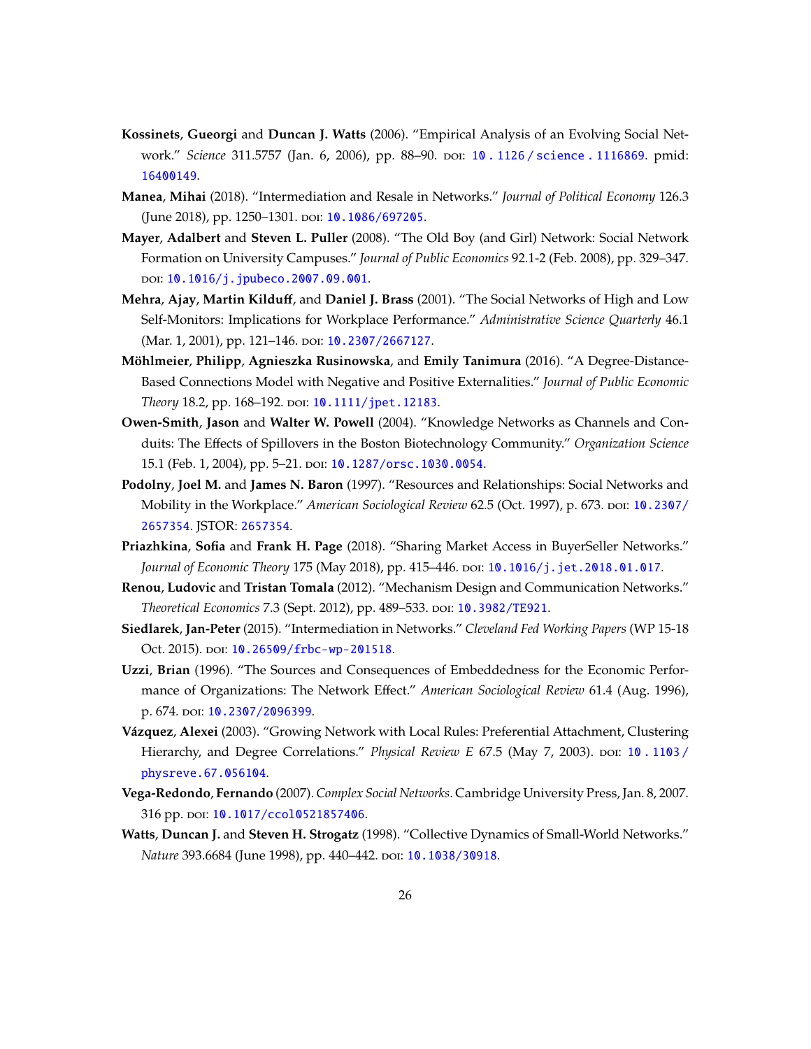**Kossinets**, **Gueorgi** and **Duncan J. Watts** (2006). "Empirical Analysis of an Evolving Social Network." *Science* 311.5757 (Jan. 6, 2006), pp. 88–90. DOI: 10.1126/science.1116869. pmid: 16400149.

**Manea**, **Mihai** (2018). "Intermediation and Resale in Networks." *Journal of Political Economy* 126.3 (June 2018), pp. 1250–1301. DOI: 10.1086/697205.

**Mayer**, **Adalbert** and **Steven L. Puller** (2008). "The Old Boy (and Girl) Network: Social Network Formation on University Campuses." *Journal of Public Economics* 92.1-2 (Feb. 2008), pp. 329–347. DOI: 10.1016/j.jpubeco.2007.09.001.

**Mehra**, **Ajay**, **Martin Kilduff**, and **Daniel J. Brass** (2001). "The Social Networks of High and Low Self-Monitors: Implications for Workplace Performance." *Administrative Science Quarterly* 46.1 (Mar. 1, 2001), pp. 121–146. DOI: 10.2307/2667127.

**Möhlmeier**, **Philipp**, **Agnieszka Rusinowska**, and **Emily Tanimura** (2016). "A Degree-Distance-Based Connections Model with Negative and Positive Externalities." *Journal of Public Economic Theory* 18.2, pp. 168–192. DOI: 10.1111/jpet.12183.

**Owen-Smith**, **Jason** and **Walter W. Powell** (2004). "Knowledge Networks as Channels and Conduits: The Effects of Spillovers in the Boston Biotechnology Community." *Organization Science* 15.1 (Feb. 1, 2004), pp. 5–21. DOI: 10.1287/orsc.1030.0054.

**Podolny**, **Joel M.** and **James N. Baron** (1997). "Resources and Relationships: Social Networks and Mobility in the Workplace." *American Sociological Review* 62.5 (Oct. 1997), p. 673. DOI: 10.2307/2657354. JSTOR: 2657354.

**Priazhkina**, **Sofia** and **Frank H. Page** (2018). "Sharing Market Access in BuyerSeller Networks." *Journal of Economic Theory* 175 (May 2018), pp. 415–446. DOI: 10.1016/j.jet.2018.01.017.

**Renou**, **Ludovic** and **Tristan Tomala** (2012). "Mechanism Design and Communication Networks." *Theoretical Economics* 7.3 (Sept. 2012), pp. 489–533. DOI: 10.3982/TE921.

**Siedlarek**, **Jan-Peter** (2015). "Intermediation in Networks." *Cleveland Fed Working Papers* (WP 15-18 Oct. 2015). DOI: 10.26509/frbc-wp-201518.

**Uzzi**, **Brian** (1996). "The Sources and Consequences of Embeddedness for the Economic Performance of Organizations: The Network Effect." *American Sociological Review* 61.4 (Aug. 1996), p. 674. DOI: 10.2307/2096399.

**Vázquez**, **Alexei** (2003). "Growing Network with Local Rules: Preferential Attachment, Clustering Hierarchy, and Degree Correlations." *Physical Review E* 67.5 (May 7, 2003). DOI: 10.1103/physreve.67.056104.

**Vega-Redondo**, **Fernando** (2007). *Complex Social Networks*. Cambridge University Press, Jan. 8, 2007. 316 pp. DOI: 10.1017/cco10521857406.

**Watts**, **Duncan J.** and **Steven H. Strogatz** (1998). "Collective Dynamics of Small-World Networks." *Nature* 393.6684 (June 1998), pp. 440–442. DOI: 10.1038/30918.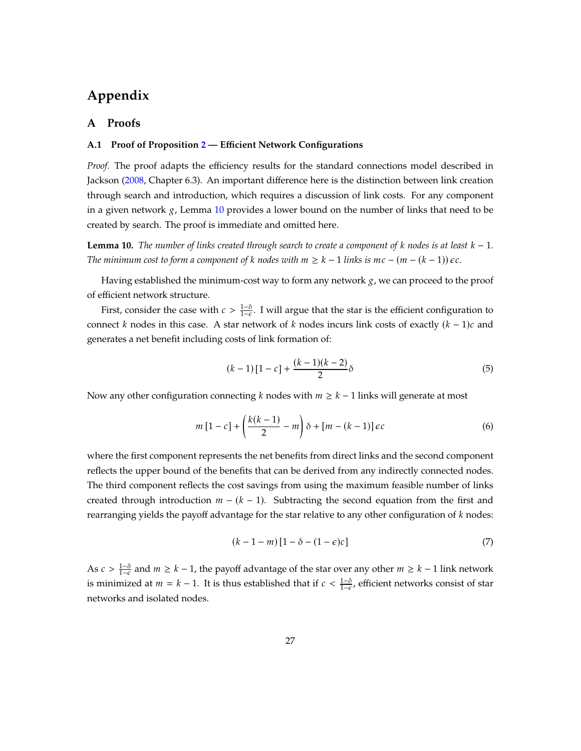# Appendix

## A Proofs

### A.1 Proof of Proposition 2 — Efficient Network Configurations

*Proof.* The proof adapts the efficiency results for the standard connections model described in Jackson (2008, Chapter 6.3). An important difference here is the distinction between link creation through search and introduction, which requires a discussion of link costs. For any component in a given network $g$, Lemma 10 provides a lower bound on the number of links that need to be created by search. The proof is immediate and omitted here.

**Lemma 10.** *The number of links created through search to create a component of $k$ nodes is at least $k-1$. The minimum cost to form a component of $k$ nodes with $m \geq k-1$ links is $mc - (m-(k-1))\epsilon c$.*

Having established the minimum-cost way to form any network $g$, we can proceed to the proof of efficient network structure.

First, consider the case with $c > \frac{1-\delta}{1-\epsilon}$. I will argue that the star is the efficient configuration to connect $k$ nodes in this case. A star network of $k$ nodes incurs link costs of exactly $(k-1)c$ and generates a net benefit including costs of link formation of:

$$(k-1)[1-c] + \frac{(k-1)(k-2)}{2}\delta \tag{5}$$

Now any other configuration connecting $k$ nodes with $m \geq k-1$ links will generate at most

$$m[1-c] + \left(\frac{k(k-1)}{2} - m\right)\delta + [m-(k-1)]\epsilon c \tag{6}$$

where the first component represents the net benefits from direct links and the second component reflects the upper bound of the benefits that can be derived from any indirectly connected nodes. The third component reflects the cost savings from using the maximum feasible number of links created through introduction $m-(k-1)$. Subtracting the second equation from the first and rearranging yields the payoff advantage for the star relative to any other configuration of $k$ nodes:

$$(k-1-m)[1-\delta-(1-\epsilon)c] \tag{7}$$

As $c > \frac{1-\delta}{1-\epsilon}$ and $m \geq k-1$, the payoff advantage of the star over any other $m \geq k-1$ link network is minimized at $m = k-1$. It is thus established that if $c < \frac{1-\delta}{1-\epsilon}$, efficient networks consist of star networks and isolated nodes.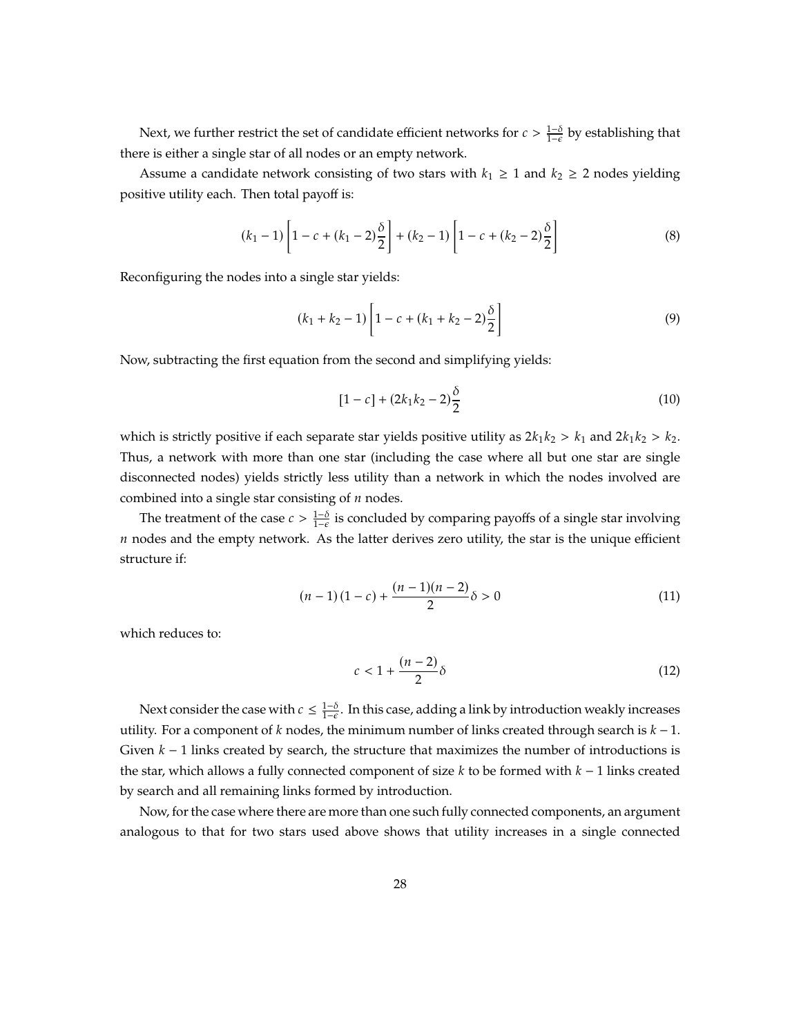Next, we further restrict the set of candidate efficient networks for $c > \frac{1-\delta}{1-\epsilon}$ by establishing that there is either a single star of all nodes or an empty network.

Assume a candidate network consisting of two stars with $k_1 \geq 1$ and $k_2 \geq 2$ nodes yielding positive utility each. Then total payoff is:

$$(k_1 - 1)\left[1 - c + (k_1 - 2)\frac{\delta}{2}\right] + (k_2 - 1)\left[1 - c + (k_2 - 2)\frac{\delta}{2}\right] \tag{8}$$

Reconfiguring the nodes into a single star yields:

$$(k_1 + k_2 - 1)\left[1 - c + (k_1 + k_2 - 2)\frac{\delta}{2}\right] \tag{9}$$

Now, subtracting the first equation from the second and simplifying yields:

$$[1 - c] + (2k_1k_2 - 2)\frac{\delta}{2} \tag{10}$$

which is strictly positive if each separate star yields positive utility as $2k_1k_2 > k_1$ and $2k_1k_2 > k_2$. Thus, a network with more than one star (including the case where all but one star are single disconnected nodes) yields strictly less utility than a network in which the nodes involved are combined into a single star consisting of $n$ nodes.

The treatment of the case $c > \frac{1-\delta}{1-\epsilon}$ is concluded by comparing payoffs of a single star involving $n$ nodes and the empty network. As the latter derives zero utility, the star is the unique efficient structure if:

$$(n-1)(1-c) + \frac{(n-1)(n-2)}{2}\delta > 0 \tag{11}$$

which reduces to:

$$c < 1 + \frac{(n-2)}{2}\delta \tag{12}$$

Next consider the case with $c \leq \frac{1-\delta}{1-\epsilon}$. In this case, adding a link by introduction weakly increases utility. For a component of $k$ nodes, the minimum number of links created through search is $k-1$. Given $k-1$ links created by search, the structure that maximizes the number of introductions is the star, which allows a fully connected component of size $k$ to be formed with $k-1$ links created by search and all remaining links formed by introduction.

Now, for the case where there are more than one such fully connected components, an argument analogous to that for two stars used above shows that utility increases in a single connected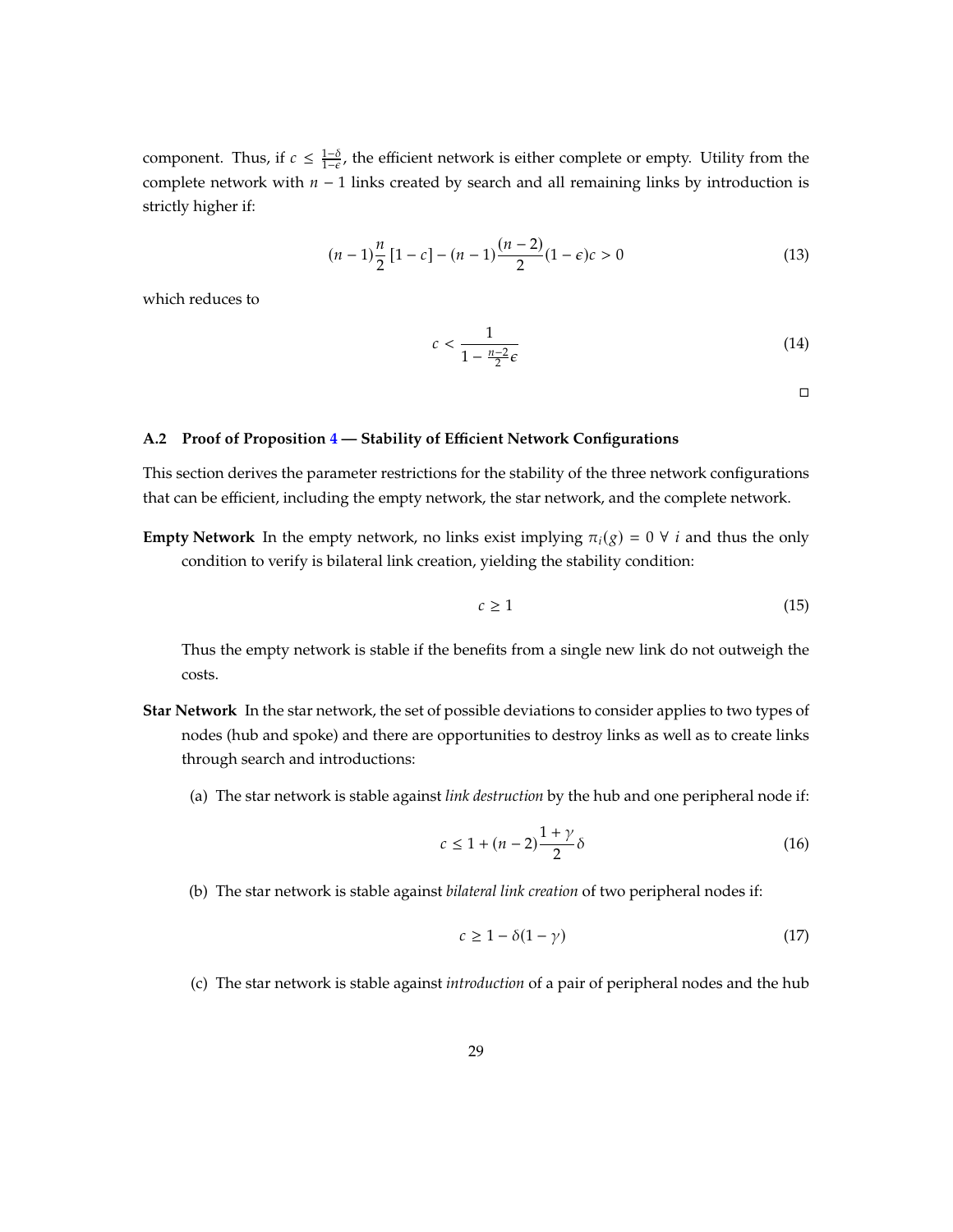component. Thus, if $c \leq \frac{1-\delta}{1-\epsilon}$, the efficient network is either complete or empty. Utility from the complete network with $n-1$ links created by search and all remaining links by introduction is strictly higher if:

$$(n-1)\frac{n}{2}\left[1-c\right] - (n-1)\frac{(n-2)}{2}(1-\epsilon)c > 0 \tag{13}$$

which reduces to

$$c < \frac{1}{1 - \frac{n-2}{2}\epsilon} \tag{14}$$

□

### A.2 Proof of Proposition 4 — Stability of Efficient Network Configurations

This section derives the parameter restrictions for the stability of the three network configurations that can be efficient, including the empty network, the star network, and the complete network.

**Empty Network** In the empty network, no links exist implying $\pi_i(g) = 0 \; \forall \; i$ and thus the only condition to verify is bilateral link creation, yielding the stability condition:

$$c \geq 1 \tag{15}$$

Thus the empty network is stable if the benefits from a single new link do not outweigh the costs.

**Star Network** In the star network, the set of possible deviations to consider applies to two types of nodes (hub and spoke) and there are opportunities to destroy links as well as to create links through search and introductions:

(a) The star network is stable against *link destruction* by the hub and one peripheral node if:

$$c \leq 1 + (n-2)\frac{1+\gamma}{2}\delta \tag{16}$$

(b) The star network is stable against *bilateral link creation* of two peripheral nodes if:

$$c \geq 1 - \delta(1-\gamma) \tag{17}$$

(c) The star network is stable against *introduction* of a pair of peripheral nodes and the hub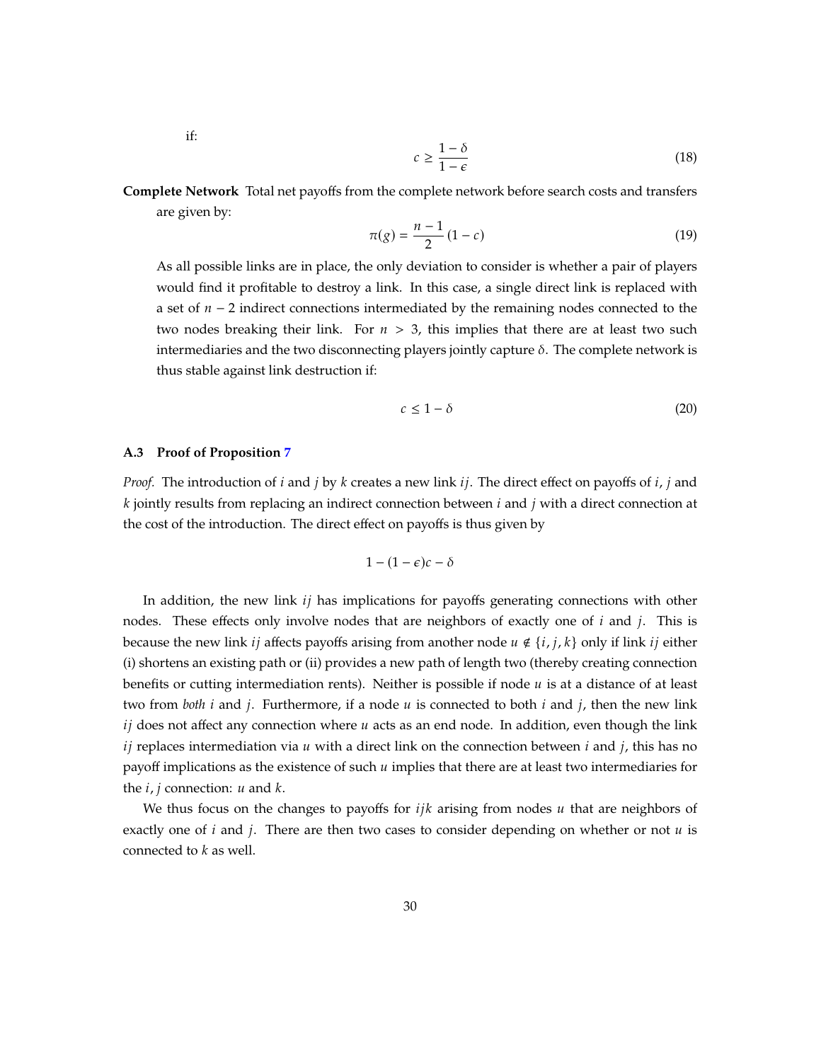if:

$$c \geq \frac{1-\delta}{1-\epsilon} \tag{18}$$

**Complete Network** Total net payoffs from the complete network before search costs and transfers are given by:

$$\pi(g) = \frac{n-1}{2}(1-c) \tag{19}$$

As all possible links are in place, the only deviation to consider is whether a pair of players would find it profitable to destroy a link. In this case, a single direct link is replaced with a set of $n-2$ indirect connections intermediated by the remaining nodes connected to the two nodes breaking their link. For $n > 3$, this implies that there are at least two such intermediaries and the two disconnecting players jointly capture $\delta$. The complete network is thus stable against link destruction if:

$$c \leq 1-\delta \tag{20}$$

### A.3 Proof of Proposition 7

*Proof.* The introduction of $i$ and $j$ by $k$ creates a new link $ij$. The direct effect on payoffs of $i$, $j$ and $k$ jointly results from replacing an indirect connection between $i$ and $j$ with a direct connection at the cost of the introduction. The direct effect on payoffs is thus given by

$$1-(1-\epsilon)c-\delta$$

In addition, the new link $ij$ has implications for payoffs generating connections with other nodes. These effects only involve nodes that are neighbors of exactly one of $i$ and $j$. This is because the new link $ij$ affects payoffs arising from another node $u \notin \{i, j, k\}$ only if link $ij$ either (i) shortens an existing path or (ii) provides a new path of length two (thereby creating connection benefits or cutting intermediation rents). Neither is possible if node $u$ is at a distance of at least two from *both* $i$ and $j$. Furthermore, if a node $u$ is connected to both $i$ and $j$, then the new link $ij$ does not affect any connection where $u$ acts as an end node. In addition, even though the link $ij$ replaces intermediation via $u$ with a direct link on the connection between $i$ and $j$, this has no payoff implications as the existence of such $u$ implies that there are at least two intermediaries for the $i, j$ connection: $u$ and $k$.

We thus focus on the changes to payoffs for $ijk$ arising from nodes $u$ that are neighbors of exactly one of $i$ and $j$. There are then two cases to consider depending on whether or not $u$ is connected to $k$ as well.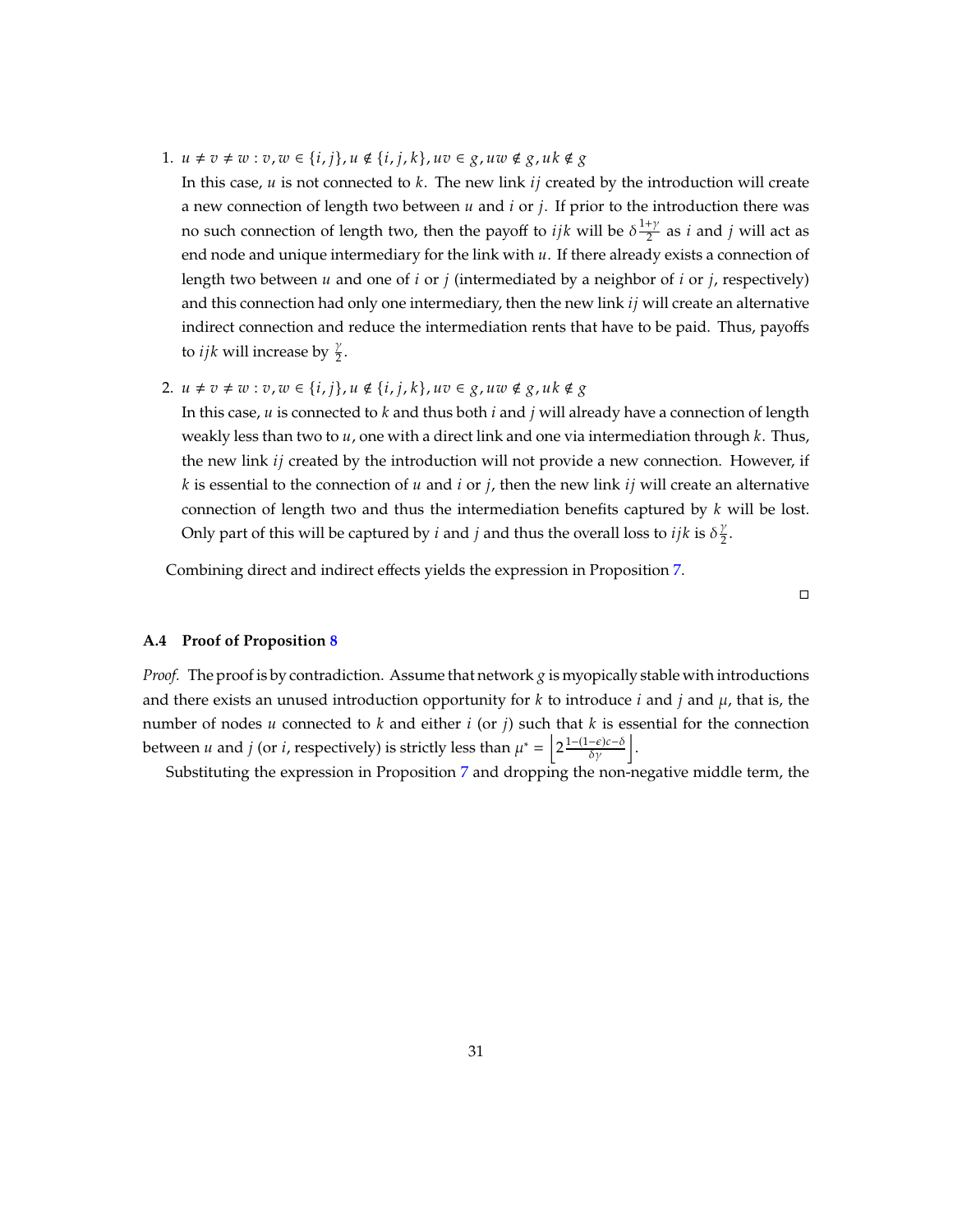1. $u \neq v \neq w : v, w \in \{i, j\}, u \notin \{i, j, k\}, uv \in g, uw \notin g, uk \notin g$

   In this case, $u$ is not connected to $k$. The new link $ij$ created by the introduction will create a new connection of length two between $u$ and $i$ or $j$. If prior to the introduction there was no such connection of length two, then the payoff to $ijk$ will be $\delta\frac{1+\gamma}{2}$ as $i$ and $j$ will act as end node and unique intermediary for the link with $u$. If there already exists a connection of length two between $u$ and one of $i$ or $j$ (intermediated by a neighbor of $i$ or $j$, respectively) and this connection had only one intermediary, then the new link $ij$ will create an alternative indirect connection and reduce the intermediation rents that have to be paid. Thus, payoffs to $ijk$ will increase by $\frac{\gamma}{2}$.

2. $u \neq v \neq w : v, w \in \{i, j\}, u \notin \{i, j, k\}, uv \in g, uw \notin g, uk \notin g$

   In this case, $u$ is connected to $k$ and thus both $i$ and $j$ will already have a connection of length weakly less than two to $u$, one with a direct link and one via intermediation through $k$. Thus, the new link $ij$ created by the introduction will not provide a new connection. However, if $k$ is essential to the connection of $u$ and $i$ or $j$, then the new link $ij$ will create an alternative connection of length two and thus the intermediation benefits captured by $k$ will be lost. Only part of this will be captured by $i$ and $j$ and thus the overall loss to $ijk$ is $\delta\frac{\gamma}{2}$.

Combining direct and indirect effects yields the expression in Proposition 7.

□

### A.4 Proof of Proposition 8

*Proof.* The proof is by contradiction. Assume that network $g$ is myopically stable with introductions and there exists an unused introduction opportunity for $k$ to introduce $i$ and $j$ and $\mu$, that is, the number of nodes $u$ connected to $k$ and either $i$ (or $j$) such that $k$ is essential for the connection between $u$ and $j$ (or $i$, respectively) is strictly less than $\mu^* = \left\lfloor 2\frac{1-(1-\epsilon)c-\delta}{\delta\gamma} \right\rfloor$.

Substituting the expression in Proposition 7 and dropping the non-negative middle term, the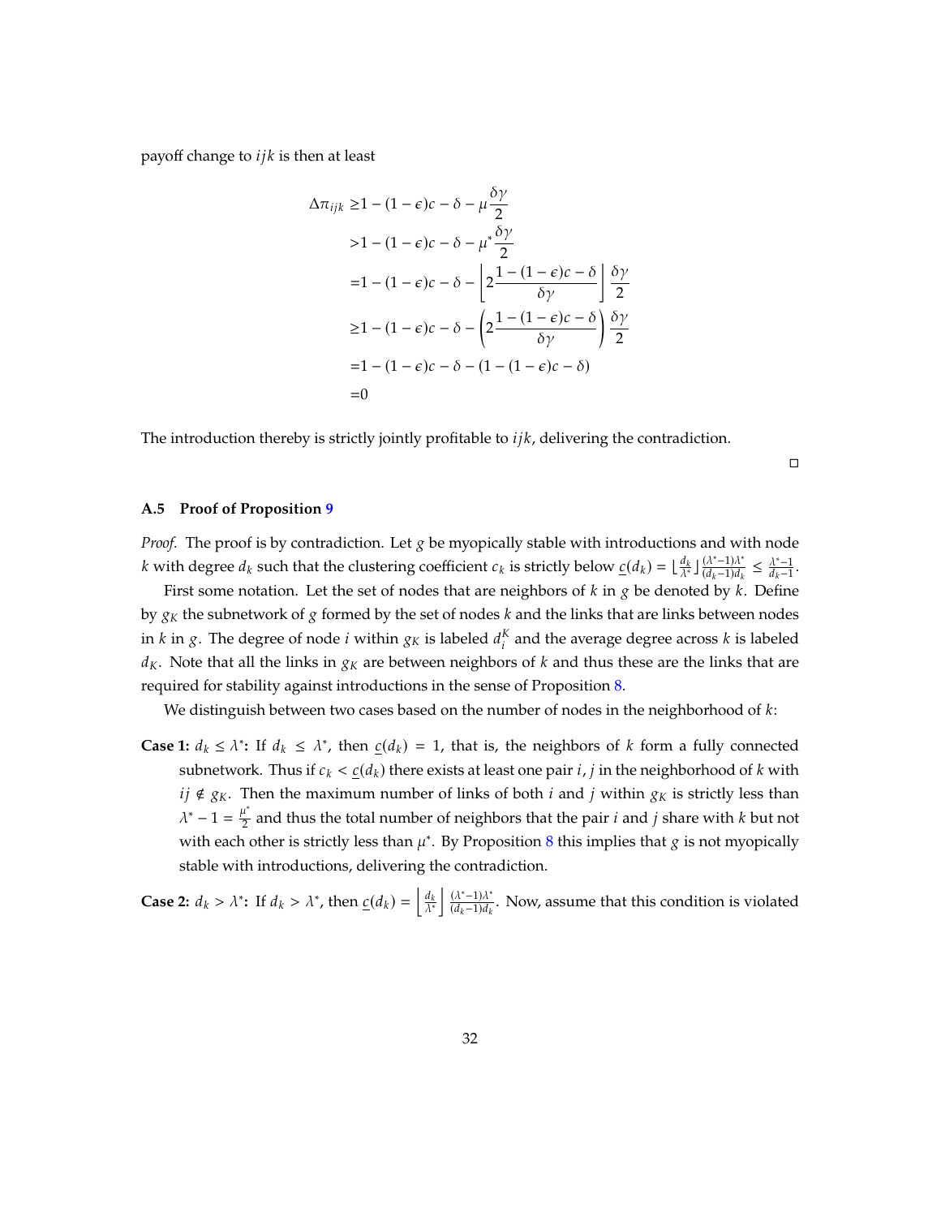payoff change to $ijk$ is then at least

$$
\begin{aligned}
\Delta\pi_{ijk} \geq & 1-(1-\epsilon)c-\delta-\mu\frac{\delta\gamma}{2} \\
> & 1-(1-\epsilon)c-\delta-\mu^*\frac{\delta\gamma}{2} \\
= & 1-(1-\epsilon)c-\delta-\left\lfloor 2\frac{1-(1-\epsilon)c-\delta}{\delta\gamma}\right\rfloor\frac{\delta\gamma}{2} \\
\geq & 1-(1-\epsilon)c-\delta-\left(2\frac{1-(1-\epsilon)c-\delta}{\delta\gamma}\right)\frac{\delta\gamma}{2} \\
= & 1-(1-\epsilon)c-\delta-(1-(1-\epsilon)c-\delta) \\
= & 0
\end{aligned}
$$

The introduction thereby is strictly jointly profitable to $ijk$, delivering the contradiction.

□

### A.5 Proof of Proposition 9

*Proof.* The proof is by contradiction. Let $g$ be myopically stable with introductions and with node $k$ with degree $d_k$ such that the clustering coefficient $c_k$ is strictly below $\underline{c}(d_k) = \lfloor \frac{d_k}{\lambda^*} \rfloor \frac{(\lambda^*-1)\lambda^*}{(d_k-1)d_k} \leq \frac{\lambda^*-1}{d_k-1}$.

First some notation. Let the set of nodes that are neighbors of $k$ in $g$ be denoted by $k$. Define by $g_K$ the subnetwork of $g$ formed by the set of nodes $k$ and the links that are links between nodes in $k$ in $g$. The degree of node $i$ within $g_K$ is labeled $d_i^K$ and the average degree across $k$ is labeled $d_K$. Note that all the links in $g_K$ are between neighbors of $k$ and thus these are the links that are required for stability against introductions in the sense of Proposition 8.

We distinguish between two cases based on the number of nodes in the neighborhood of $k$:

**Case 1:** $d_k \leq \lambda^*$**:** If $d_k \leq \lambda^*$, then $\underline{c}(d_k) = 1$, that is, the neighbors of $k$ form a fully connected subnetwork. Thus if $c_k < \underline{c}(d_k)$ there exists at least one pair $i, j$ in the neighborhood of $k$ with $ij \notin g_K$. Then the maximum number of links of both $i$ and $j$ within $g_K$ is strictly less than $\lambda^* - 1 = \frac{\mu^*}{2}$ and thus the total number of neighbors that the pair $i$ and $j$ share with $k$ but not with each other is strictly less than $\mu^*$. By Proposition 8 this implies that $g$ is not myopically stable with introductions, delivering the contradiction.

**Case 2:** $d_k > \lambda^*$**:** If $d_k > \lambda^*$, then $\underline{c}(d_k) = \left\lfloor \frac{d_k}{\lambda^*} \right\rfloor \frac{(\lambda^*-1)\lambda^*}{(d_k-1)d_k}$. Now, assume that this condition is violated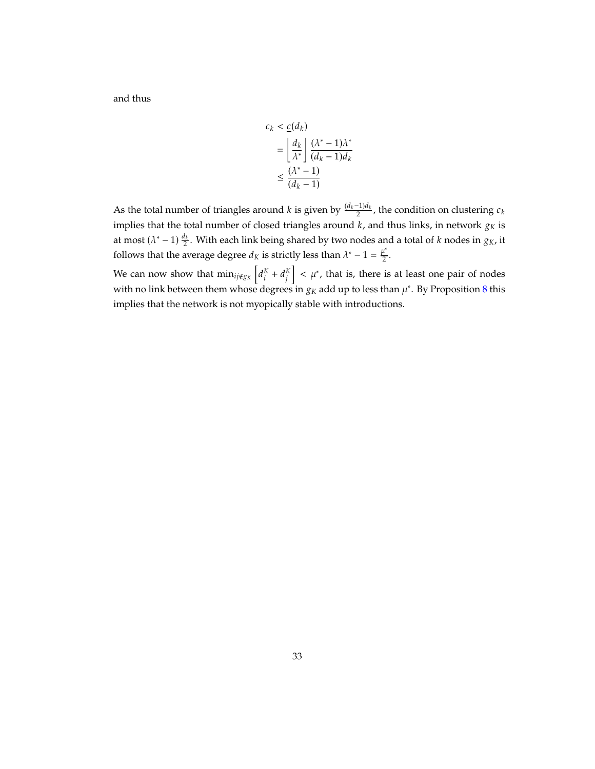and thus

$$
\begin{aligned}
c_k &< \underline{c}(d_k) \\
&= \left\lfloor \frac{d_k}{\lambda^*} \right\rfloor \frac{(\lambda^* - 1)\lambda^*}{(d_k - 1)d_k} \\
&\leq \frac{(\lambda^* - 1)}{(d_k - 1)}
\end{aligned}
$$

As the total number of triangles around $k$ is given by $\frac{(d_k-1)d_k}{2}$, the condition on clustering $c_k$ implies that the total number of closed triangles around $k$, and thus links, in network $g_K$ is at most $(\lambda^* - 1)\frac{d_k}{2}$. With each link being shared by two nodes and a total of $k$ nodes in $g_K$, it follows that the average degree $d_K$ is strictly less than $\lambda^* - 1 = \frac{\mu^*}{2}$.

We can now show that $\min_{ij \notin g_K} \left[ d_i^K + d_j^K \right] < \mu^*$, that is, there is at least one pair of nodes with no link between them whose degrees in $g_K$ add up to less than $\mu^*$. By Proposition 8 this implies that the network is not myopically stable with introductions.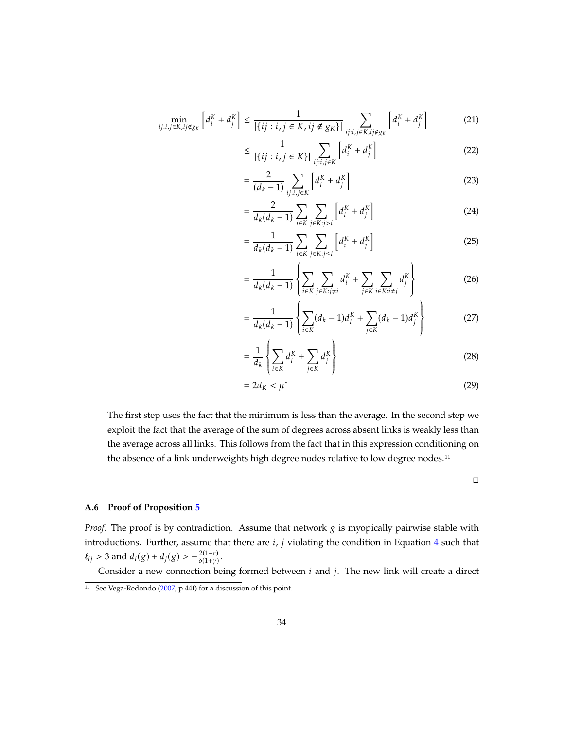$$\min_{ij:i,j\in K, ij\notin g_K} \left[d_i^K + d_j^K\right] \leq \frac{1}{|\{ij : i,j \in K, ij \notin g_K\}|} \sum_{ij:i,j\in K, ij\notin g_K} \left[d_i^K + d_j^K\right] \tag{21}$$

$$\leq \frac{1}{|\{ij : i,j \in K\}|} \sum_{ij:i,j\in K} \left[d_i^K + d_j^K\right] \tag{22}$$

$$= \frac{2}{(d_k - 1)} \sum_{ij:i,j\in K} \left[d_i^K + d_j^K\right] \tag{23}$$

$$= \frac{2}{d_k(d_k - 1)} \sum_{i\in K} \sum_{j\in K:j>i} \left[d_i^K + d_j^K\right] \tag{24}$$

$$= \frac{1}{d_k(d_k - 1)} \sum_{i\in K} \sum_{j\in K:j\leq i} \left[d_i^K + d_j^K\right] \tag{25}$$

$$= \frac{1}{d_k(d_k - 1)} \left\{ \sum_{i\in K} \sum_{j\in K:j\neq i} d_i^K + \sum_{j\in K} \sum_{i\in K:i\neq j} d_j^K \right\} \tag{26}$$

$$= \frac{1}{d_k(d_k - 1)} \left\{ \sum_{i\in K} (d_k - 1) d_i^K + \sum_{j\in K} (d_k - 1) d_j^K \right\} \tag{27}$$

$$= \frac{1}{d_k} \left\{ \sum_{i\in K} d_i^K + \sum_{j\in K} d_j^K \right\} \tag{28}$$

$$= 2d_K < \mu^* \tag{29}$$

The first step uses the fact that the minimum is less than the average. In the second step we exploit the fact that the average of the sum of degrees across absent links is weakly less than the average across all links. This follows from the fact that in this expression conditioning on the absence of a link underweights high degree nodes relative to low degree nodes.[11]

□

### A.6 Proof of Proposition 5

*Proof.* The proof is by contradiction. Assume that network $g$ is myopically pairwise stable with introductions. Further, assume that there are $i$, $j$ violating the condition in Equation 4 such that $\ell_{ij} > 3$ and $d_i(g) + d_j(g) > -\frac{2(1-c)}{\delta(1+\gamma)}$.

Consider a new connection being formed between $i$ and $j$. The new link will create a direct

[11] See Vega-Redondo (2007, p.44f) for a discussion of this point.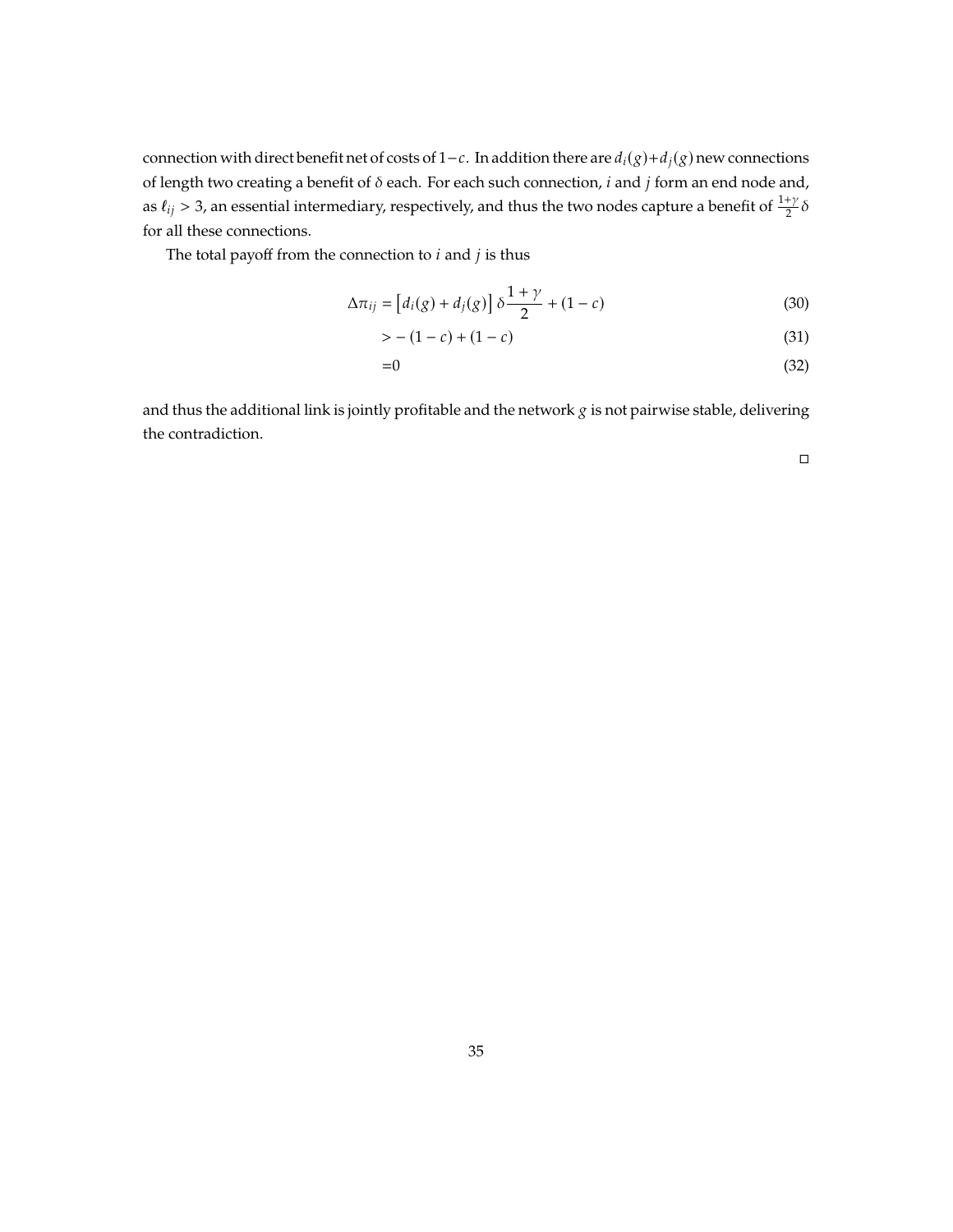connection with direct benefit net of costs of $1-c$. In addition there are $d_i(g)+d_j(g)$ new connections of length two creating a benefit of $\delta$ each. For each such connection, $i$ and $j$ form an end node and, as $\ell_{ij} > 3$, an essential intermediary, respectively, and thus the two nodes capture a benefit of $\frac{1+\gamma}{2}\delta$ for all these connections.

The total payoff from the connection to $i$ and $j$ is thus

$$
\begin{aligned}
\Delta\pi_{ij} &= \left[d_i(g) + d_j(g)\right]\delta\frac{1+\gamma}{2} + (1-c) && (30) \\
&> -(1-c) + (1-c) && (31) \\
&= 0 && (32)
\end{aligned}
$$

and thus the additional link is jointly profitable and the network $g$ is not pairwise stable, delivering the contradiction.

□